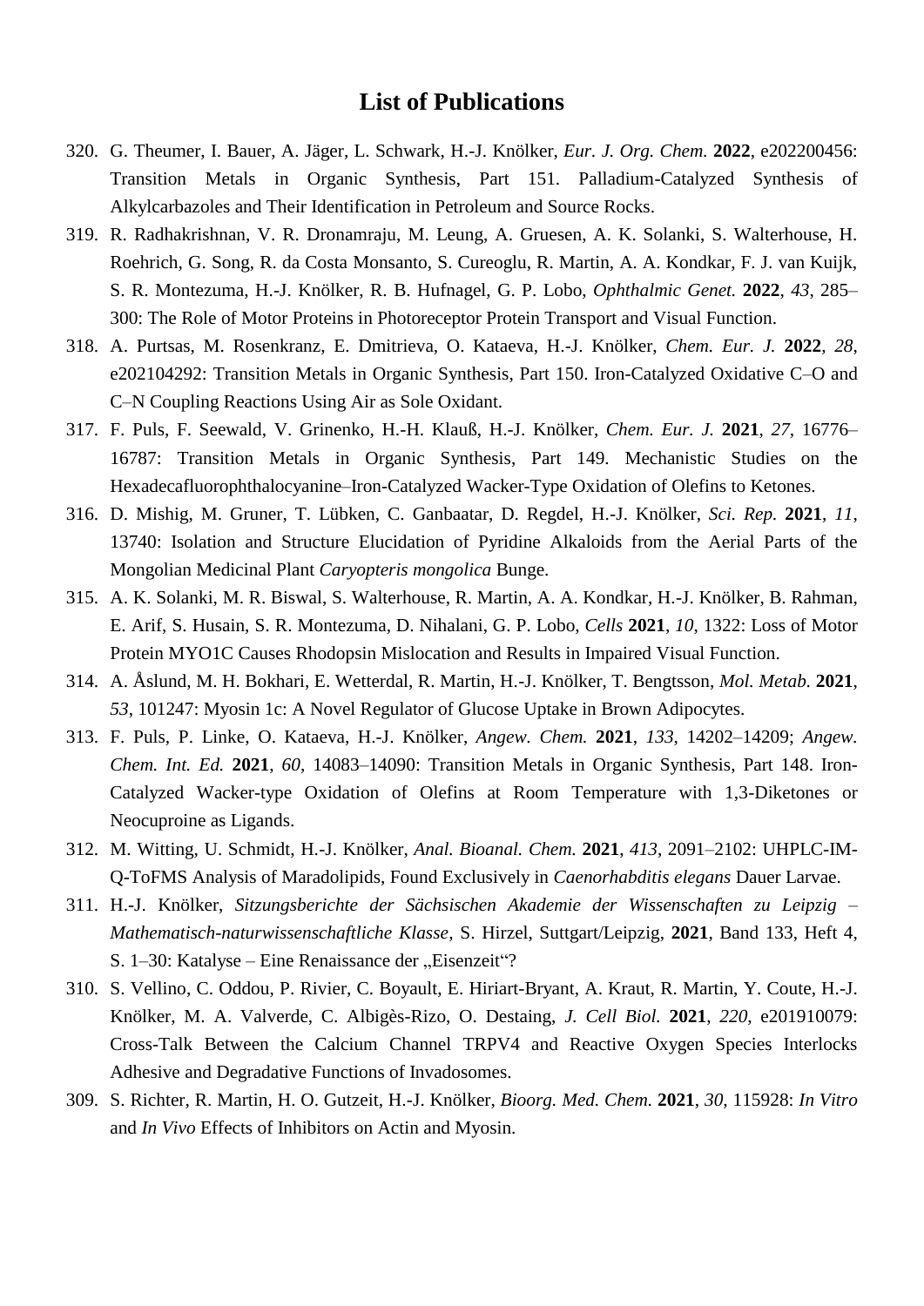# List of Publications

320. G. Theumer, I. Bauer, A. Jäger, L. Schwark, H.-J. Knölker, *Eur. J. Org. Chem.* **2022**, e202200456: Transition Metals in Organic Synthesis, Part 151. Palladium-Catalyzed Synthesis of Alkylcarbazoles and Their Identification in Petroleum and Source Rocks.
319. R. Radhakrishnan, V. R. Dronamraju, M. Leung, A. Gruesen, A. K. Solanki, S. Walterhouse, H. Roehrich, G. Song, R. da Costa Monsanto, S. Cureoglu, R. Martin, A. A. Kondkar, F. J. van Kuijk, S. R. Montezuma, H.-J. Knölker, R. B. Hufnagel, G. P. Lobo, *Ophthalmic Genet.* **2022**, *43*, 285–300: The Role of Motor Proteins in Photoreceptor Protein Transport and Visual Function.
318. A. Purtsas, M. Rosenkranz, E. Dmitrieva, O. Kataeva, H.-J. Knölker, *Chem. Eur. J.* **2022**, *28*, e202104292: Transition Metals in Organic Synthesis, Part 150. Iron-Catalyzed Oxidative C–O and C–N Coupling Reactions Using Air as Sole Oxidant.
317. F. Puls, F. Seewald, V. Grinenko, H.-H. Klauß, H.-J. Knölker, *Chem. Eur. J.* **2021**, *27*, 16776–16787: Transition Metals in Organic Synthesis, Part 149. Mechanistic Studies on the Hexadecafluorophthalocyanine–Iron-Catalyzed Wacker-Type Oxidation of Olefins to Ketones.
316. D. Mishig, M. Gruner, T. Lübken, C. Ganbaatar, D. Regdel, H.-J. Knölker, *Sci. Rep.* **2021**, *11*, 13740: Isolation and Structure Elucidation of Pyridine Alkaloids from the Aerial Parts of the Mongolian Medicinal Plant *Caryopteris mongolica* Bunge.
315. A. K. Solanki, M. R. Biswal, S. Walterhouse, R. Martin, A. A. Kondkar, H.-J. Knölker, B. Rahman, E. Arif, S. Husain, S. R. Montezuma, D. Nihalani, G. P. Lobo, *Cells* **2021**, *10*, 1322: Loss of Motor Protein MYO1C Causes Rhodopsin Mislocation and Results in Impaired Visual Function.
314. A. Åslund, M. H. Bokhari, E. Wetterdal, R. Martin, H.-J. Knölker, T. Bengtsson, *Mol. Metab.* **2021**, *53*, 101247: Myosin 1c: A Novel Regulator of Glucose Uptake in Brown Adipocytes.
313. F. Puls, P. Linke, O. Kataeva, H.-J. Knölker, *Angew. Chem.* **2021**, *133*, 14202–14209; *Angew. Chem. Int. Ed.* **2021**, *60*, 14083–14090: Transition Metals in Organic Synthesis, Part 148. Iron-Catalyzed Wacker-type Oxidation of Olefins at Room Temperature with 1,3-Diketones or Neocuproine as Ligands.
312. M. Witting, U. Schmidt, H.-J. Knölker, *Anal. Bioanal. Chem.* **2021**, *413*, 2091–2102: UHPLC-IM-Q-ToFMS Analysis of Maradolipids, Found Exclusively in *Caenorhabditis elegans* Dauer Larvae.
311. H.-J. Knölker, *Sitzungsberichte der Sächsischen Akademie der Wissenschaften zu Leipzig – Mathematisch-naturwissenschaftliche Klasse*, S. Hirzel, Suttgart/Leipzig, **2021**, Band 133, Heft 4, S. 1–30: Katalyse – Eine Renaissance der „Eisenzeit"?
310. S. Vellino, C. Oddou, P. Rivier, C. Boyault, E. Hiriart-Bryant, A. Kraut, R. Martin, Y. Coute, H.-J. Knölker, M. A. Valverde, C. Albigès-Rizo, O. Destaing, *J. Cell Biol.* **2021**, *220*, e201910079: Cross-Talk Between the Calcium Channel TRPV4 and Reactive Oxygen Species Interlocks Adhesive and Degradative Functions of Invadosomes.
309. S. Richter, R. Martin, H. O. Gutzeit, H.-J. Knölker, *Bioorg. Med. Chem.* **2021**, *30*, 115928: *In Vitro* and *In Vivo* Effects of Inhibitors on Actin and Myosin.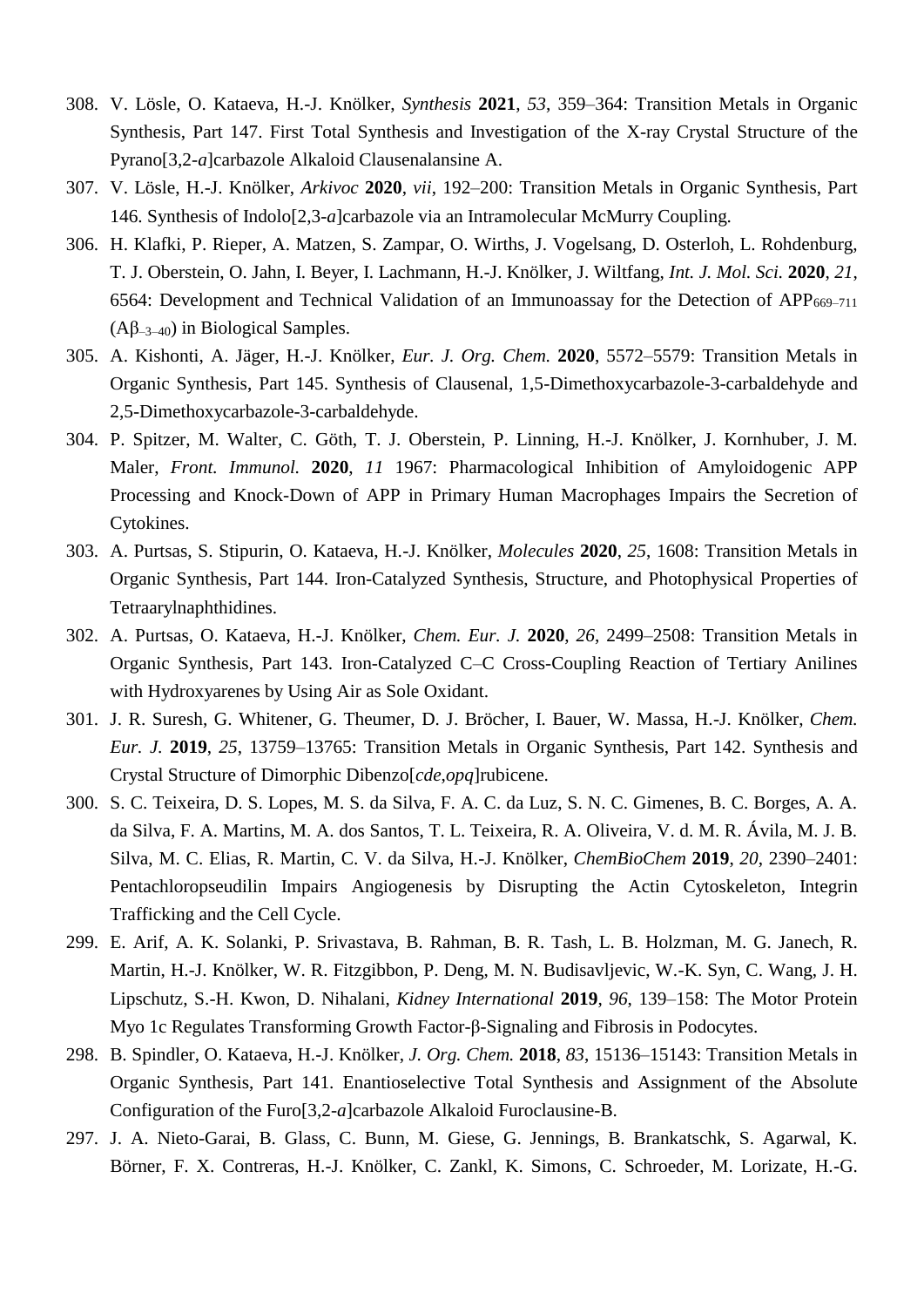308. V. Lösle, O. Kataeva, H.-J. Knölker, *Synthesis* **2021**, *53*, 359–364: Transition Metals in Organic Synthesis, Part 147. First Total Synthesis and Investigation of the X-ray Crystal Structure of the Pyrano[3,2-*a*]carbazole Alkaloid Clausenalansine A.

307. V. Lösle, H.-J. Knölker, *Arkivoc* **2020**, *vii*, 192–200: Transition Metals in Organic Synthesis, Part 146. Synthesis of Indolo[2,3-*a*]carbazole via an Intramolecular McMurry Coupling.

306. H. Klafki, P. Rieper, A. Matzen, S. Zampar, O. Wirths, J. Vogelsang, D. Osterloh, L. Rohdenburg, T. J. Oberstein, O. Jahn, I. Beyer, I. Lachmann, H.-J. Knölker, J. Wiltfang, *Int. J. Mol. Sci.* **2020**, *21*, 6564: Development and Technical Validation of an Immunoassay for the Detection of $APP_{669–711}$ ($A\beta_{-3–40}$) in Biological Samples.

305. A. Kishonti, A. Jäger, H.-J. Knölker, *Eur. J. Org. Chem.* **2020**, 5572–5579: Transition Metals in Organic Synthesis, Part 145. Synthesis of Clausenal, 1,5-Dimethoxycarbazole-3-carbaldehyde and 2,5-Dimethoxycarbazole-3-carbaldehyde.

304. P. Spitzer, M. Walter, C. Göth, T. J. Oberstein, P. Linning, H.-J. Knölker, J. Kornhuber, J. M. Maler, *Front. Immunol.* **2020**, *11* 1967: Pharmacological Inhibition of Amyloidogenic APP Processing and Knock-Down of APP in Primary Human Macrophages Impairs the Secretion of Cytokines.

303. A. Purtsas, S. Stipurin, O. Kataeva, H.-J. Knölker, *Molecules* **2020**, *25*, 1608: Transition Metals in Organic Synthesis, Part 144. Iron-Catalyzed Synthesis, Structure, and Photophysical Properties of Tetraarylnaphthidines.

302. A. Purtsas, O. Kataeva, H.-J. Knölker, *Chem. Eur. J.* **2020**, *26*, 2499–2508: Transition Metals in Organic Synthesis, Part 143. Iron-Catalyzed C–C Cross-Coupling Reaction of Tertiary Anilines with Hydroxyarenes by Using Air as Sole Oxidant.

301. J. R. Suresh, G. Whitener, G. Theumer, D. J. Bröcher, I. Bauer, W. Massa, H.-J. Knölker, *Chem. Eur. J.* **2019**, *25*, 13759–13765: Transition Metals in Organic Synthesis, Part 142. Synthesis and Crystal Structure of Dimorphic Dibenzo[*cde*,*opq*]rubicene.

300. S. C. Teixeira, D. S. Lopes, M. S. da Silva, F. A. C. da Luz, S. N. C. Gimenes, B. C. Borges, A. A. da Silva, F. A. Martins, M. A. dos Santos, T. L. Teixeira, R. A. Oliveira, V. d. M. R. Ávila, M. J. B. Silva, M. C. Elias, R. Martin, C. V. da Silva, H.-J. Knölker, *ChemBioChem* **2019**, *20*, 2390–2401: Pentachloropseudilin Impairs Angiogenesis by Disrupting the Actin Cytoskeleton, Integrin Trafficking and the Cell Cycle.

299. E. Arif, A. K. Solanki, P. Srivastava, B. Rahman, B. R. Tash, L. B. Holzman, M. G. Janech, R. Martin, H.-J. Knölker, W. R. Fitzgibbon, P. Deng, M. N. Budisavljevic, W.-K. Syn, C. Wang, J. H. Lipschutz, S.-H. Kwon, D. Nihalani, *Kidney International* **2019**, *96*, 139–158: The Motor Protein Myo 1c Regulates Transforming Growth Factor-β-Signaling and Fibrosis in Podocytes.

298. B. Spindler, O. Kataeva, H.-J. Knölker, *J. Org. Chem.* **2018**, *83*, 15136–15143: Transition Metals in Organic Synthesis, Part 141. Enantioselective Total Synthesis and Assignment of the Absolute Configuration of the Furo[3,2-*a*]carbazole Alkaloid Furoclausine-B.

297. J. A. Nieto-Garai, B. Glass, C. Bunn, M. Giese, G. Jennings, B. Brankatschk, S. Agarwal, K. Börner, F. X. Contreras, H.-J. Knölker, C. Zankl, K. Simons, C. Schroeder, M. Lorizate, H.-G.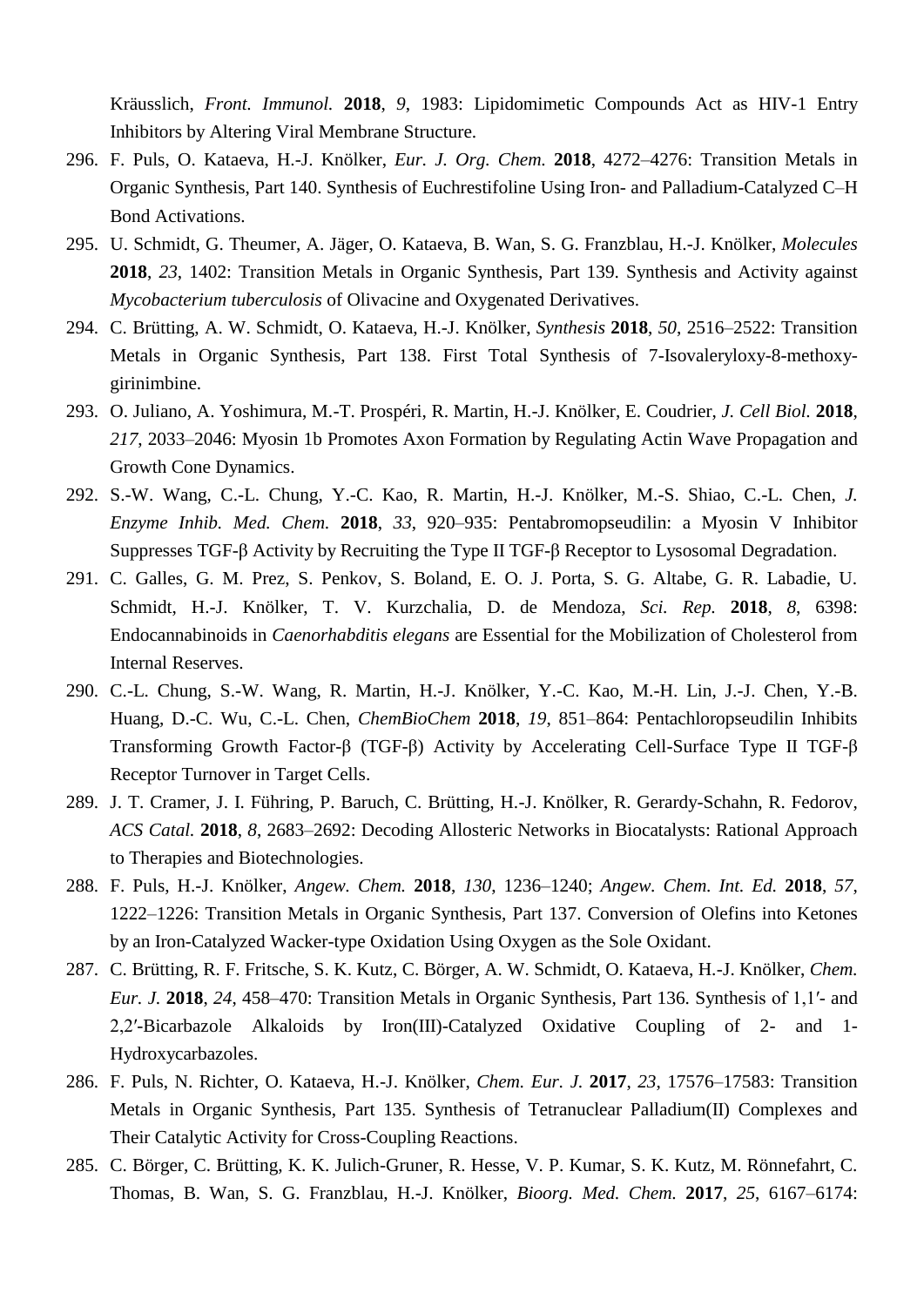Kräusslich, *Front. Immunol.* **2018**, *9*, 1983: Lipidomimetic Compounds Act as HIV-1 Entry Inhibitors by Altering Viral Membrane Structure.

296. F. Puls, O. Kataeva, H.-J. Knölker, *Eur. J. Org. Chem.* **2018**, 4272–4276: Transition Metals in Organic Synthesis, Part 140. Synthesis of Euchrestifoline Using Iron- and Palladium-Catalyzed C–H Bond Activations.
295. U. Schmidt, G. Theumer, A. Jäger, O. Kataeva, B. Wan, S. G. Franzblau, H.-J. Knölker, *Molecules* **2018**, *23*, 1402: Transition Metals in Organic Synthesis, Part 139. Synthesis and Activity against *Mycobacterium tuberculosis* of Olivacine and Oxygenated Derivatives.
294. C. Brütting, A. W. Schmidt, O. Kataeva, H.-J. Knölker, *Synthesis* **2018**, *50*, 2516–2522: Transition Metals in Organic Synthesis, Part 138. First Total Synthesis of 7-Isovaleryloxy-8-methoxygirinimbine.
293. O. Juliano, A. Yoshimura, M.-T. Prospéri, R. Martin, H.-J. Knölker, E. Coudrier, *J. Cell Biol.* **2018**, *217*, 2033–2046: Myosin 1b Promotes Axon Formation by Regulating Actin Wave Propagation and Growth Cone Dynamics.
292. S.-W. Wang, C.-L. Chung, Y.-C. Kao, R. Martin, H.-J. Knölker, M.-S. Shiao, C.-L. Chen, *J. Enzyme Inhib. Med. Chem.* **2018**, *33*, 920–935: Pentabromopseudilin: a Myosin V Inhibitor Suppresses TGF-β Activity by Recruiting the Type II TGF-β Receptor to Lysosomal Degradation.
291. C. Galles, G. M. Prez, S. Penkov, S. Boland, E. O. J. Porta, S. G. Altabe, G. R. Labadie, U. Schmidt, H.-J. Knölker, T. V. Kurzchalia, D. de Mendoza, *Sci. Rep.* **2018**, *8*, 6398: Endocannabinoids in *Caenorhabditis elegans* are Essential for the Mobilization of Cholesterol from Internal Reserves.
290. C.-L. Chung, S.-W. Wang, R. Martin, H.-J. Knölker, Y.-C. Kao, M.-H. Lin, J.-J. Chen, Y.-B. Huang, D.-C. Wu, C.-L. Chen, *ChemBioChem* **2018**, *19*, 851–864: Pentachloropseudilin Inhibits Transforming Growth Factor-β (TGF-β) Activity by Accelerating Cell-Surface Type II TGF-β Receptor Turnover in Target Cells.
289. J. T. Cramer, J. I. Führing, P. Baruch, C. Brütting, H.-J. Knölker, R. Gerardy-Schahn, R. Fedorov, *ACS Catal.* **2018**, *8*, 2683–2692: Decoding Allosteric Networks in Biocatalysts: Rational Approach to Therapies and Biotechnologies.
288. F. Puls, H.-J. Knölker, *Angew. Chem.* **2018**, *130*, 1236–1240; *Angew. Chem. Int. Ed.* **2018**, *57*, 1222–1226: Transition Metals in Organic Synthesis, Part 137. Conversion of Olefins into Ketones by an Iron-Catalyzed Wacker-type Oxidation Using Oxygen as the Sole Oxidant.
287. C. Brütting, R. F. Fritsche, S. K. Kutz, C. Börger, A. W. Schmidt, O. Kataeva, H.-J. Knölker, *Chem. Eur. J.* **2018**, *24*, 458–470: Transition Metals in Organic Synthesis, Part 136. Synthesis of 1,1′- and 2,2′-Bicarbazole Alkaloids by Iron(III)-Catalyzed Oxidative Coupling of 2- and 1-Hydroxycarbazoles.
286. F. Puls, N. Richter, O. Kataeva, H.-J. Knölker, *Chem. Eur. J.* **2017**, *23*, 17576–17583: Transition Metals in Organic Synthesis, Part 135. Synthesis of Tetranuclear Palladium(II) Complexes and Their Catalytic Activity for Cross-Coupling Reactions.
285. C. Börger, C. Brütting, K. K. Julich-Gruner, R. Hesse, V. P. Kumar, S. K. Kutz, M. Rönnefahrt, C. Thomas, B. Wan, S. G. Franzblau, H.-J. Knölker, *Bioorg. Med. Chem.* **2017**, *25*, 6167–6174: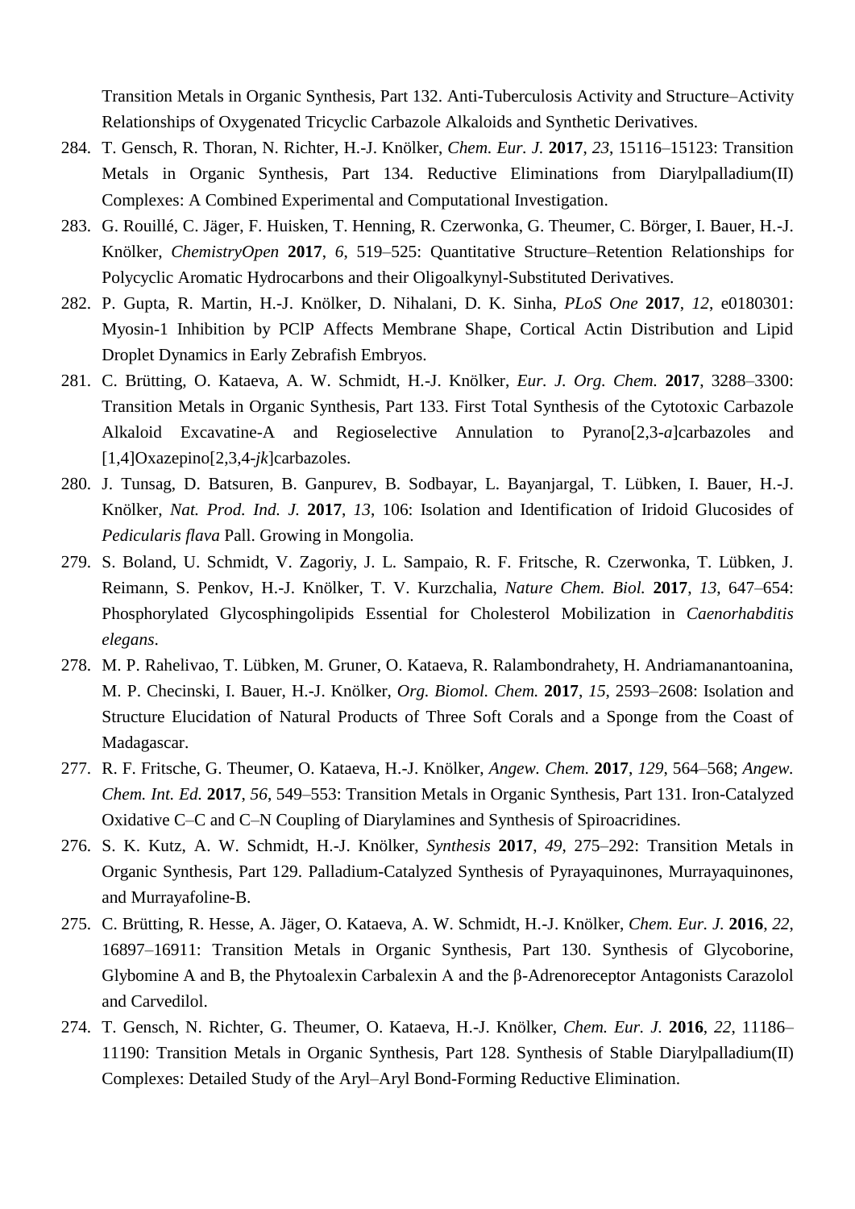Transition Metals in Organic Synthesis, Part 132. Anti-Tuberculosis Activity and Structure–Activity Relationships of Oxygenated Tricyclic Carbazole Alkaloids and Synthetic Derivatives.

284. T. Gensch, R. Thoran, N. Richter, H.-J. Knölker, *Chem. Eur. J.* **2017**, *23*, 15116–15123: Transition Metals in Organic Synthesis, Part 134. Reductive Eliminations from Diarylpalladium(II) Complexes: A Combined Experimental and Computational Investigation.

283. G. Rouillé, C. Jäger, F. Huisken, T. Henning, R. Czerwonka, G. Theumer, C. Börger, I. Bauer, H.-J. Knölker, *ChemistryOpen* **2017**, *6*, 519–525: Quantitative Structure–Retention Relationships for Polycyclic Aromatic Hydrocarbons and their Oligoalkynyl-Substituted Derivatives.

282. P. Gupta, R. Martin, H.-J. Knölker, D. Nihalani, D. K. Sinha, *PLoS One* **2017**, *12*, e0180301: Myosin-1 Inhibition by PClP Affects Membrane Shape, Cortical Actin Distribution and Lipid Droplet Dynamics in Early Zebrafish Embryos.

281. C. Brütting, O. Kataeva, A. W. Schmidt, H.-J. Knölker, *Eur. J. Org. Chem.* **2017**, 3288–3300: Transition Metals in Organic Synthesis, Part 133. First Total Synthesis of the Cytotoxic Carbazole Alkaloid Excavatine-A and Regioselective Annulation to Pyrano[2,3-*a*]carbazoles and [1,4]Oxazepino[2,3,4-*jk*]carbazoles.

280. J. Tunsag, D. Batsuren, B. Ganpurev, B. Sodbayar, L. Bayanjargal, T. Lübken, I. Bauer, H.-J. Knölker, *Nat. Prod. Ind. J.* **2017**, *13*, 106: Isolation and Identification of Iridoid Glucosides of *Pedicularis flava* Pall. Growing in Mongolia.

279. S. Boland, U. Schmidt, V. Zagoriy, J. L. Sampaio, R. F. Fritsche, R. Czerwonka, T. Lübken, J. Reimann, S. Penkov, H.-J. Knölker, T. V. Kurzchalia, *Nature Chem. Biol.* **2017**, *13*, 647–654: Phosphorylated Glycosphingolipids Essential for Cholesterol Mobilization in *Caenorhabditis elegans*.

278. M. P. Rahelivao, T. Lübken, M. Gruner, O. Kataeva, R. Ralambondrahety, H. Andriamanantoanina, M. P. Checinski, I. Bauer, H.-J. Knölker, *Org. Biomol. Chem.* **2017**, *15*, 2593–2608: Isolation and Structure Elucidation of Natural Products of Three Soft Corals and a Sponge from the Coast of Madagascar.

277. R. F. Fritsche, G. Theumer, O. Kataeva, H.-J. Knölker, *Angew. Chem.* **2017**, *129*, 564–568; *Angew. Chem. Int. Ed.* **2017**, *56*, 549–553: Transition Metals in Organic Synthesis, Part 131. Iron-Catalyzed Oxidative C–C and C–N Coupling of Diarylamines and Synthesis of Spiroacridines.

276. S. K. Kutz, A. W. Schmidt, H.-J. Knölker, *Synthesis* **2017**, *49*, 275–292: Transition Metals in Organic Synthesis, Part 129. Palladium-Catalyzed Synthesis of Pyrayaquinones, Murrayaquinones, and Murrayafoline-B.

275. C. Brütting, R. Hesse, A. Jäger, O. Kataeva, A. W. Schmidt, H.-J. Knölker, *Chem. Eur. J.* **2016**, *22*, 16897–16911: Transition Metals in Organic Synthesis, Part 130. Synthesis of Glycoborine, Glybomine A and B, the Phytoalexin Carbalexin A and the β-Adrenoreceptor Antagonists Carazolol and Carvedilol.

274. T. Gensch, N. Richter, G. Theumer, O. Kataeva, H.-J. Knölker, *Chem. Eur. J.* **2016**, *22*, 11186–11190: Transition Metals in Organic Synthesis, Part 128. Synthesis of Stable Diarylpalladium(II) Complexes: Detailed Study of the Aryl–Aryl Bond-Forming Reductive Elimination.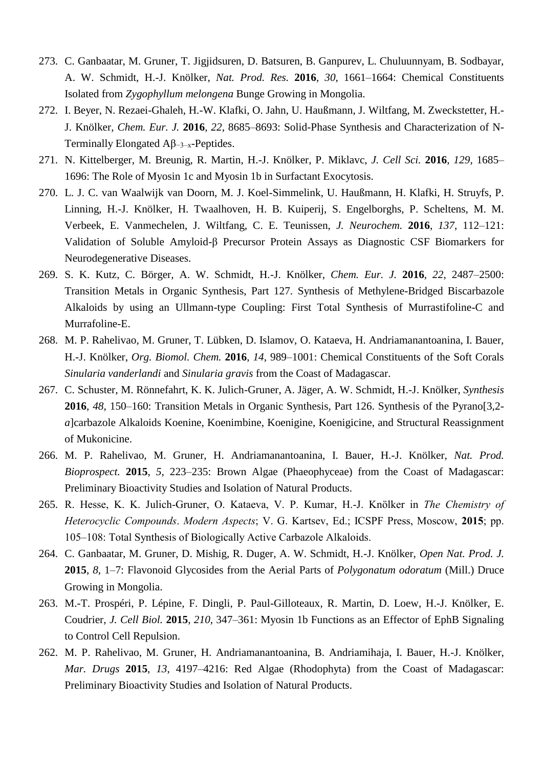273. C. Ganbaatar, M. Gruner, T. Jigjidsuren, D. Batsuren, B. Ganpurev, L. Chuluunnyam, B. Sodbayar, A. W. Schmidt, H.-J. Knölker, *Nat. Prod. Res.* **2016**, *30*, 1661–1664: Chemical Constituents Isolated from *Zygophyllum melongena* Bunge Growing in Mongolia.

272. I. Beyer, N. Rezaei-Ghaleh, H.-W. Klafki, O. Jahn, U. Haußmann, J. Wiltfang, M. Zweckstetter, H.-J. Knölker, *Chem. Eur. J.* **2016**, *22*, 8685–8693: Solid-Phase Synthesis and Characterization of N-Terminally Elongated A$\beta_{-3-x}$-Peptides.

271. N. Kittelberger, M. Breunig, R. Martin, H.-J. Knölker, P. Miklavc, *J. Cell Sci.* **2016**, *129*, 1685–1696: The Role of Myosin 1c and Myosin 1b in Surfactant Exocytosis.

270. L. J. C. van Waalwijk van Doorn, M. J. Koel-Simmelink, U. Haußmann, H. Klafki, H. Struyfs, P. Linning, H.-J. Knölker, H. Twaalhoven, H. B. Kuiperij, S. Engelborghs, P. Scheltens, M. M. Verbeek, E. Vanmechelen, J. Wiltfang, C. E. Teunissen, *J. Neurochem.* **2016**, *137*, 112–121: Validation of Soluble Amyloid-β Precursor Protein Assays as Diagnostic CSF Biomarkers for Neurodegenerative Diseases.

269. S. K. Kutz, C. Börger, A. W. Schmidt, H.-J. Knölker, *Chem. Eur. J.* **2016**, *22*, 2487–2500: Transition Metals in Organic Synthesis, Part 127. Synthesis of Methylene-Bridged Biscarbazole Alkaloids by using an Ullmann-type Coupling: First Total Synthesis of Murrastifoline-C and Murrafoline-E.

268. M. P. Rahelivao, M. Gruner, T. Lübken, D. Islamov, O. Kataeva, H. Andriamanantoanina, I. Bauer, H.-J. Knölker, *Org. Biomol. Chem.* **2016**, *14*, 989–1001: Chemical Constituents of the Soft Corals *Sinularia vanderlandi* and *Sinularia gravis* from the Coast of Madagascar.

267. C. Schuster, M. Rönnefahrt, K. K. Julich-Gruner, A. Jäger, A. W. Schmidt, H.-J. Knölker, *Synthesis* **2016**, *48*, 150–160: Transition Metals in Organic Synthesis, Part 126. Synthesis of the Pyrano[3,2-*a*]carbazole Alkaloids Koenine, Koenimbine, Koenigine, Koenigicine, and Structural Reassignment of Mukonicine.

266. M. P. Rahelivao, M. Gruner, H. Andriamanantoanina, I. Bauer, H.-J. Knölker, *Nat. Prod. Bioprospect.* **2015**, *5*, 223–235: Brown Algae (Phaeophyceae) from the Coast of Madagascar: Preliminary Bioactivity Studies and Isolation of Natural Products.

265. R. Hesse, K. K. Julich-Gruner, O. Kataeva, V. P. Kumar, H.-J. Knölker in *The Chemistry of Heterocyclic Compounds. Modern Aspects*; V. G. Kartsev, Ed.; ICSPF Press, Moscow, **2015**; pp. 105–108: Total Synthesis of Biologically Active Carbazole Alkaloids.

264. C. Ganbaatar, M. Gruner, D. Mishig, R. Duger, A. W. Schmidt, H.-J. Knölker, *Open Nat. Prod. J.* **2015**, *8*, 1–7: Flavonoid Glycosides from the Aerial Parts of *Polygonatum odoratum* (Mill.) Druce Growing in Mongolia.

263. M.-T. Prospéri, P. Lépine, F. Dingli, P. Paul-Gilloteaux, R. Martin, D. Loew, H.-J. Knölker, E. Coudrier, *J. Cell Biol.* **2015**, *210*, 347–361: Myosin 1b Functions as an Effector of EphB Signaling to Control Cell Repulsion.

262. M. P. Rahelivao, M. Gruner, H. Andriamanantoanina, B. Andriamihaja, I. Bauer, H.-J. Knölker, *Mar. Drugs* **2015**, *13*, 4197–4216: Red Algae (Rhodophyta) from the Coast of Madagascar: Preliminary Bioactivity Studies and Isolation of Natural Products.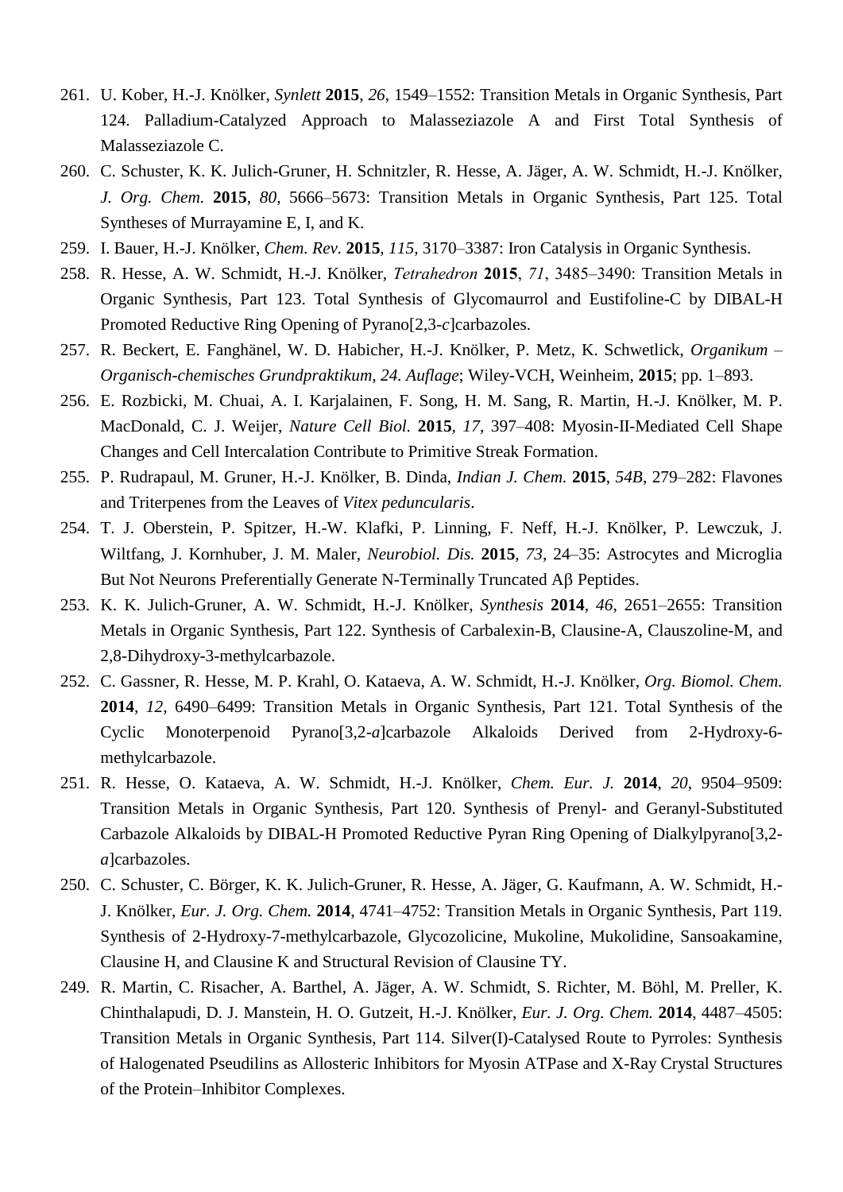261. U. Kober, H.-J. Knölker, *Synlett* **2015**, *26*, 1549–1552: Transition Metals in Organic Synthesis, Part 124. Palladium-Catalyzed Approach to Malasseziazole A and First Total Synthesis of Malasseziazole C.

260. C. Schuster, K. K. Julich-Gruner, H. Schnitzler, R. Hesse, A. Jäger, A. W. Schmidt, H.-J. Knölker, *J. Org. Chem.* **2015**, *80*, 5666–5673: Transition Metals in Organic Synthesis, Part 125. Total Syntheses of Murrayamine E, I, and K.

259. I. Bauer, H.-J. Knölker, *Chem. Rev.* **2015**, *115*, 3170–3387: Iron Catalysis in Organic Synthesis.

258. R. Hesse, A. W. Schmidt, H.-J. Knölker, *Tetrahedron* **2015**, *71*, 3485–3490: Transition Metals in Organic Synthesis, Part 123. Total Synthesis of Glycomaurrol and Eustifoline-C by DIBAL-H Promoted Reductive Ring Opening of Pyrano[2,3-*c*]carbazoles.

257. R. Beckert, E. Fanghänel, W. D. Habicher, H.-J. Knölker, P. Metz, K. Schwetlick, *Organikum – Organisch-chemisches Grundpraktikum, 24. Auflage*; Wiley-VCH, Weinheim, **2015**; pp. 1–893.

256. E. Rozbicki, M. Chuai, A. I. Karjalainen, F. Song, H. M. Sang, R. Martin, H.-J. Knölker, M. P. MacDonald, C. J. Weijer, *Nature Cell Biol.* **2015**, *17*, 397–408: Myosin-II-Mediated Cell Shape Changes and Cell Intercalation Contribute to Primitive Streak Formation.

255. P. Rudrapaul, M. Gruner, H.-J. Knölker, B. Dinda, *Indian J. Chem.* **2015**, *54B*, 279–282: Flavones and Triterpenes from the Leaves of *Vitex peduncularis*.

254. T. J. Oberstein, P. Spitzer, H.-W. Klafki, P. Linning, F. Neff, H.-J. Knölker, P. Lewczuk, J. Wiltfang, J. Kornhuber, J. M. Maler, *Neurobiol. Dis.* **2015**, *73*, 24–35: Astrocytes and Microglia But Not Neurons Preferentially Generate N-Terminally Truncated Aβ Peptides.

253. K. K. Julich-Gruner, A. W. Schmidt, H.-J. Knölker, *Synthesis* **2014**, *46*, 2651–2655: Transition Metals in Organic Synthesis, Part 122. Synthesis of Carbalexin-B, Clausine-A, Clauszoline-M, and 2,8-Dihydroxy-3-methylcarbazole.

252. C. Gassner, R. Hesse, M. P. Krahl, O. Kataeva, A. W. Schmidt, H.-J. Knölker, *Org. Biomol. Chem.* **2014**, *12*, 6490–6499: Transition Metals in Organic Synthesis, Part 121. Total Synthesis of the Cyclic Monoterpenoid Pyrano[3,2-*a*]carbazole Alkaloids Derived from 2-Hydroxy-6-methylcarbazole.

251. R. Hesse, O. Kataeva, A. W. Schmidt, H.-J. Knölker, *Chem. Eur. J.* **2014**, *20*, 9504–9509: Transition Metals in Organic Synthesis, Part 120. Synthesis of Prenyl- and Geranyl-Substituted Carbazole Alkaloids by DIBAL-H Promoted Reductive Pyran Ring Opening of Dialkylpyrano[3,2-*a*]carbazoles.

250. C. Schuster, C. Börger, K. K. Julich-Gruner, R. Hesse, A. Jäger, G. Kaufmann, A. W. Schmidt, H.-J. Knölker, *Eur. J. Org. Chem.* **2014**, 4741–4752: Transition Metals in Organic Synthesis, Part 119. Synthesis of 2-Hydroxy-7-methylcarbazole, Glycozolicine, Mukoline, Mukolidine, Sansoakamine, Clausine H, and Clausine K and Structural Revision of Clausine TY.

249. R. Martin, C. Risacher, A. Barthel, A. Jäger, A. W. Schmidt, S. Richter, M. Böhl, M. Preller, K. Chinthalapudi, D. J. Manstein, H. O. Gutzeit, H.-J. Knölker, *Eur. J. Org. Chem.* **2014**, 4487–4505: Transition Metals in Organic Synthesis, Part 114. Silver(I)-Catalysed Route to Pyrroles: Synthesis of Halogenated Pseudilins as Allosteric Inhibitors for Myosin ATPase and X-Ray Crystal Structures of the Protein–Inhibitor Complexes.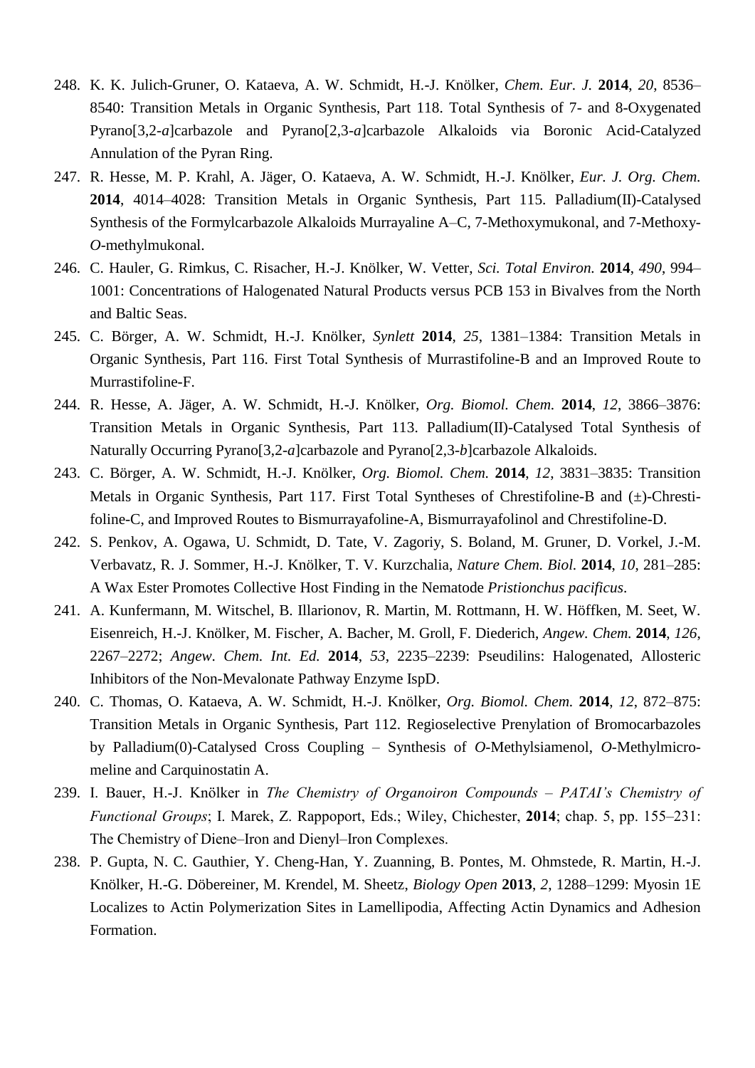248. K. K. Julich-Gruner, O. Kataeva, A. W. Schmidt, H.-J. Knölker, *Chem. Eur. J.* **2014**, *20*, 8536–8540: Transition Metals in Organic Synthesis, Part 118. Total Synthesis of 7- and 8-Oxygenated Pyrano[3,2-*a*]carbazole and Pyrano[2,3-*a*]carbazole Alkaloids via Boronic Acid-Catalyzed Annulation of the Pyran Ring.

247. R. Hesse, M. P. Krahl, A. Jäger, O. Kataeva, A. W. Schmidt, H.-J. Knölker, *Eur. J. Org. Chem.* **2014**, 4014–4028: Transition Metals in Organic Synthesis, Part 115. Palladium(II)-Catalysed Synthesis of the Formylcarbazole Alkaloids Murrayaline A–C, 7-Methoxymukonal, and 7-Methoxy-*O*-methylmukonal.

246. C. Hauler, G. Rimkus, C. Risacher, H.-J. Knölker, W. Vetter, *Sci. Total Environ.* **2014**, *490*, 994–1001: Concentrations of Halogenated Natural Products versus PCB 153 in Bivalves from the North and Baltic Seas.

245. C. Börger, A. W. Schmidt, H.-J. Knölker, *Synlett* **2014**, *25*, 1381–1384: Transition Metals in Organic Synthesis, Part 116. First Total Synthesis of Murrastifoline-B and an Improved Route to Murrastifoline-F.

244. R. Hesse, A. Jäger, A. W. Schmidt, H.-J. Knölker, *Org. Biomol. Chem.* **2014**, *12*, 3866–3876: Transition Metals in Organic Synthesis, Part 113. Palladium(II)-Catalysed Total Synthesis of Naturally Occurring Pyrano[3,2-*a*]carbazole and Pyrano[2,3-*b*]carbazole Alkaloids.

243. C. Börger, A. W. Schmidt, H.-J. Knölker, *Org. Biomol. Chem.* **2014**, *12*, 3831–3835: Transition Metals in Organic Synthesis, Part 117. First Total Syntheses of Chrestifoline-B and (±)-Chrestifoline-C, and Improved Routes to Bismurrayafoline-A, Bismurrayafolinol and Chrestifoline-D.

242. S. Penkov, A. Ogawa, U. Schmidt, D. Tate, V. Zagoriy, S. Boland, M. Gruner, D. Vorkel, J.-M. Verbavatz, R. J. Sommer, H.-J. Knölker, T. V. Kurzchalia, *Nature Chem. Biol.* **2014**, *10*, 281–285: A Wax Ester Promotes Collective Host Finding in the Nematode *Pristionchus pacificus*.

241. A. Kunfermann, M. Witschel, B. Illarionov, R. Martin, M. Rottmann, H. W. Höffken, M. Seet, W. Eisenreich, H.-J. Knölker, M. Fischer, A. Bacher, M. Groll, F. Diederich, *Angew. Chem.* **2014**, *126*, 2267–2272; *Angew. Chem. Int. Ed.* **2014**, *53*, 2235–2239: Pseudilins: Halogenated, Allosteric Inhibitors of the Non-Mevalonate Pathway Enzyme IspD.

240. C. Thomas, O. Kataeva, A. W. Schmidt, H.-J. Knölker, *Org. Biomol. Chem.* **2014**, *12*, 872–875: Transition Metals in Organic Synthesis, Part 112. Regioselective Prenylation of Bromocarbazoles by Palladium(0)-Catalysed Cross Coupling – Synthesis of *O*-Methylsiamenol, *O*-Methylmicromeline and Carquinostatin A.

239. I. Bauer, H.-J. Knölker in *The Chemistry of Organoiron Compounds – PATAI's Chemistry of Functional Groups*; I. Marek, Z. Rappoport, Eds.; Wiley, Chichester, **2014**; chap. 5, pp. 155–231: The Chemistry of Diene–Iron and Dienyl–Iron Complexes.

238. P. Gupta, N. C. Gauthier, Y. Cheng-Han, Y. Zuanning, B. Pontes, M. Ohmstede, R. Martin, H.-J. Knölker, H.-G. Döbereiner, M. Krendel, M. Sheetz, *Biology Open* **2013**, *2*, 1288–1299: Myosin 1E Localizes to Actin Polymerization Sites in Lamellipodia, Affecting Actin Dynamics and Adhesion Formation.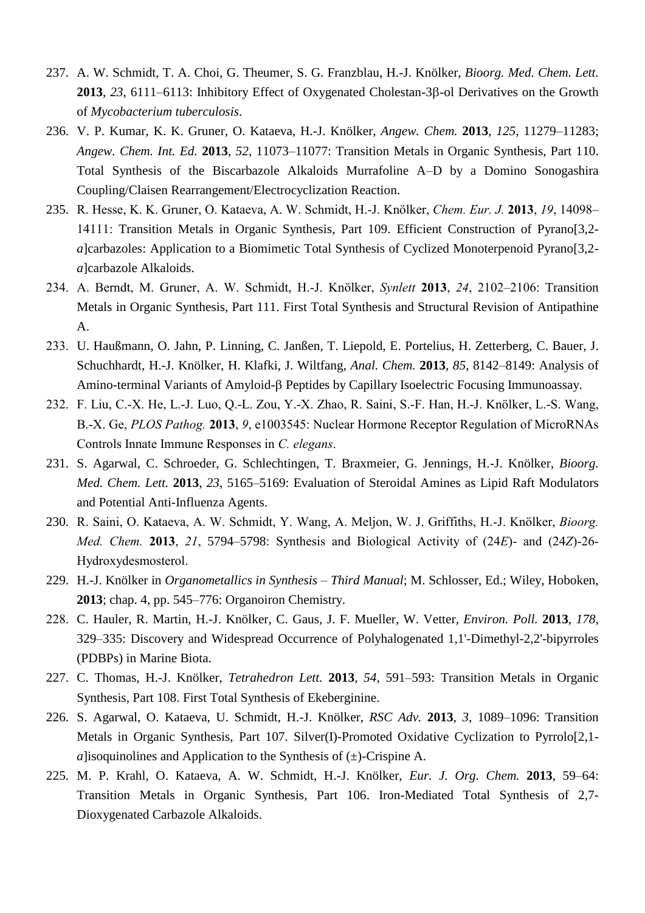237. A. W. Schmidt, T. A. Choi, G. Theumer, S. G. Franzblau, H.-J. Knölker, *Bioorg. Med. Chem. Lett.* **2013**, *23*, 6111–6113: Inhibitory Effect of Oxygenated Cholestan-3β-ol Derivatives on the Growth of *Mycobacterium tuberculosis*.

236. V. P. Kumar, K. K. Gruner, O. Kataeva, H.-J. Knölker, *Angew. Chem.* **2013**, *125*, 11279–11283; *Angew. Chem. Int. Ed.* **2013**, *52*, 11073–11077: Transition Metals in Organic Synthesis, Part 110. Total Synthesis of the Biscarbazole Alkaloids Murrafoline A–D by a Domino Sonogashira Coupling/Claisen Rearrangement/Electrocyclization Reaction.

235. R. Hesse, K. K. Gruner, O. Kataeva, A. W. Schmidt, H.-J. Knölker, *Chem. Eur. J.* **2013**, *19*, 14098–14111: Transition Metals in Organic Synthesis, Part 109. Efficient Construction of Pyrano[3,2-*a*]carbazoles: Application to a Biomimetic Total Synthesis of Cyclized Monoterpenoid Pyrano[3,2-*a*]carbazole Alkaloids.

234. A. Berndt, M. Gruner, A. W. Schmidt, H.-J. Knölker, *Synlett* **2013**, *24*, 2102–2106: Transition Metals in Organic Synthesis, Part 111. First Total Synthesis and Structural Revision of Antipathine A.

233. U. Haußmann, O. Jahn, P. Linning, C. Janßen, T. Liepold, E. Portelius, H. Zetterberg, C. Bauer, J. Schuchhardt, H.-J. Knölker, H. Klafki, J. Wiltfang, *Anal. Chem.* **2013**, *85*, 8142–8149: Analysis of Amino-terminal Variants of Amyloid-β Peptides by Capillary Isoelectric Focusing Immunoassay.

232. F. Liu, C.-X. He, L.-J. Luo, Q.-L. Zou, Y.-X. Zhao, R. Saini, S.-F. Han, H.-J. Knölker, L.-S. Wang, B.-X. Ge, *PLOS Pathog.* **2013**, *9*, e1003545: Nuclear Hormone Receptor Regulation of MicroRNAs Controls Innate Immune Responses in *C. elegans*.

231. S. Agarwal, C. Schroeder, G. Schlechtingen, T. Braxmeier, G. Jennings, H.-J. Knölker, *Bioorg. Med. Chem. Lett.* **2013**, *23*, 5165–5169: Evaluation of Steroidal Amines as Lipid Raft Modulators and Potential Anti-Influenza Agents.

230. R. Saini, O. Kataeva, A. W. Schmidt, Y. Wang, A. Meljon, W. J. Griffiths, H.-J. Knölker, *Bioorg. Med. Chem.* **2013**, *21*, 5794–5798: Synthesis and Biological Activity of (24*E*)- and (24*Z*)-26-Hydroxydesmosterol.

229. H.-J. Knölker in *Organometallics in Synthesis – Third Manual*; M. Schlosser, Ed.; Wiley, Hoboken, **2013**; chap. 4, pp. 545–776: Organoiron Chemistry.

228. C. Hauler, R. Martin, H.-J. Knölker, C. Gaus, J. F. Mueller, W. Vetter, *Environ. Poll.* **2013**, *178*, 329–335: Discovery and Widespread Occurrence of Polyhalogenated 1,1'-Dimethyl-2,2'-bipyrroles (PDBPs) in Marine Biota.

227. C. Thomas, H.-J. Knölker, *Tetrahedron Lett.* **2013**, *54*, 591–593: Transition Metals in Organic Synthesis, Part 108. First Total Synthesis of Ekeberginine.

226. S. Agarwal, O. Kataeva, U. Schmidt, H.-J. Knölker, *RSC Adv.* **2013**, *3*, 1089–1096: Transition Metals in Organic Synthesis, Part 107. Silver(I)-Promoted Oxidative Cyclization to Pyrrolo[2,1-*a*]isoquinolines and Application to the Synthesis of (±)-Crispine A.

225. M. P. Krahl, O. Kataeva, A. W. Schmidt, H.-J. Knölker, *Eur. J. Org. Chem.* **2013**, 59–64: Transition Metals in Organic Synthesis, Part 106. Iron-Mediated Total Synthesis of 2,7-Dioxygenated Carbazole Alkaloids.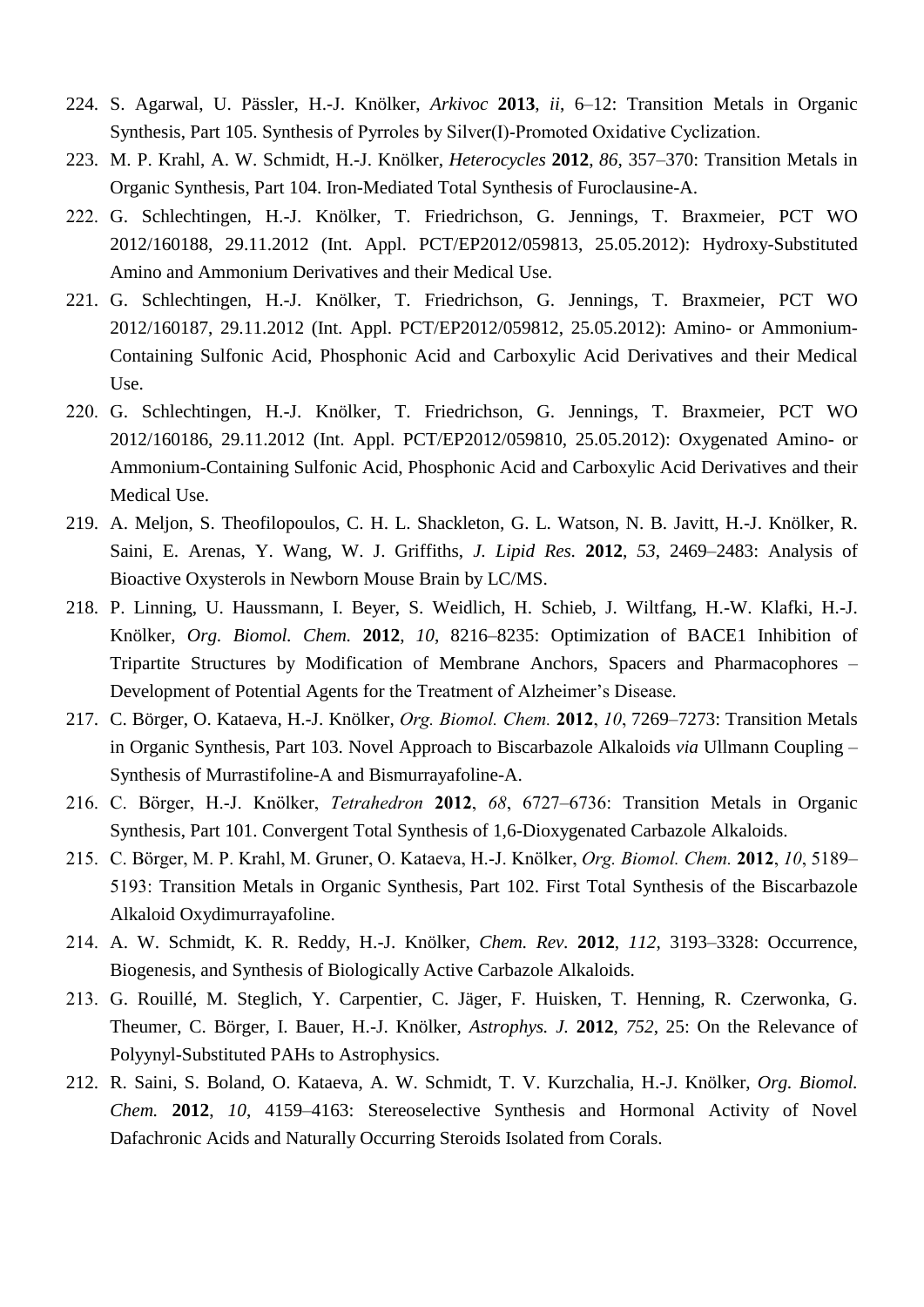224. S. Agarwal, U. Pässler, H.-J. Knölker, *Arkivoc* **2013**, *ii*, 6–12: Transition Metals in Organic Synthesis, Part 105. Synthesis of Pyrroles by Silver(I)-Promoted Oxidative Cyclization.
223. M. P. Krahl, A. W. Schmidt, H.-J. Knölker, *Heterocycles* **2012**, *86*, 357–370: Transition Metals in Organic Synthesis, Part 104. Iron-Mediated Total Synthesis of Furoclausine-A.
222. G. Schlechtingen, H.-J. Knölker, T. Friedrichson, G. Jennings, T. Braxmeier, PCT WO 2012/160188, 29.11.2012 (Int. Appl. PCT/EP2012/059813, 25.05.2012): Hydroxy-Substituted Amino and Ammonium Derivatives and their Medical Use.
221. G. Schlechtingen, H.-J. Knölker, T. Friedrichson, G. Jennings, T. Braxmeier, PCT WO 2012/160187, 29.11.2012 (Int. Appl. PCT/EP2012/059812, 25.05.2012): Amino- or Ammonium-Containing Sulfonic Acid, Phosphonic Acid and Carboxylic Acid Derivatives and their Medical Use.
220. G. Schlechtingen, H.-J. Knölker, T. Friedrichson, G. Jennings, T. Braxmeier, PCT WO 2012/160186, 29.11.2012 (Int. Appl. PCT/EP2012/059810, 25.05.2012): Oxygenated Amino- or Ammonium-Containing Sulfonic Acid, Phosphonic Acid and Carboxylic Acid Derivatives and their Medical Use.
219. A. Meljon, S. Theofilopoulos, C. H. L. Shackleton, G. L. Watson, N. B. Javitt, H.-J. Knölker, R. Saini, E. Arenas, Y. Wang, W. J. Griffiths, *J. Lipid Res.* **2012**, *53*, 2469–2483: Analysis of Bioactive Oxysterols in Newborn Mouse Brain by LC/MS.
218. P. Linning, U. Haussmann, I. Beyer, S. Weidlich, H. Schieb, J. Wiltfang, H.-W. Klafki, H.-J. Knölker, *Org. Biomol. Chem.* **2012**, *10*, 8216–8235: Optimization of BACE1 Inhibition of Tripartite Structures by Modification of Membrane Anchors, Spacers and Pharmacophores – Development of Potential Agents for the Treatment of Alzheimer's Disease.
217. C. Börger, O. Kataeva, H.-J. Knölker, *Org. Biomol. Chem.* **2012**, *10*, 7269–7273: Transition Metals in Organic Synthesis, Part 103. Novel Approach to Biscarbazole Alkaloids *via* Ullmann Coupling – Synthesis of Murrastifoline-A and Bismurrayafoline-A.
216. C. Börger, H.-J. Knölker, *Tetrahedron* **2012**, *68*, 6727–6736: Transition Metals in Organic Synthesis, Part 101. Convergent Total Synthesis of 1,6-Dioxygenated Carbazole Alkaloids.
215. C. Börger, M. P. Krahl, M. Gruner, O. Kataeva, H.-J. Knölker, *Org. Biomol. Chem.* **2012**, *10*, 5189–5193: Transition Metals in Organic Synthesis, Part 102. First Total Synthesis of the Biscarbazole Alkaloid Oxydimurrayafoline.
214. A. W. Schmidt, K. R. Reddy, H.-J. Knölker, *Chem. Rev.* **2012**, *112*, 3193–3328: Occurrence, Biogenesis, and Synthesis of Biologically Active Carbazole Alkaloids.
213. G. Rouillé, M. Steglich, Y. Carpentier, C. Jäger, F. Huisken, T. Henning, R. Czerwonka, G. Theumer, C. Börger, I. Bauer, H.-J. Knölker, *Astrophys. J.* **2012**, *752*, 25: On the Relevance of Polyynyl-Substituted PAHs to Astrophysics.
212. R. Saini, S. Boland, O. Kataeva, A. W. Schmidt, T. V. Kurzchalia, H.-J. Knölker, *Org. Biomol. Chem.* **2012**, *10*, 4159–4163: Stereoselective Synthesis and Hormonal Activity of Novel Dafachronic Acids and Naturally Occurring Steroids Isolated from Corals.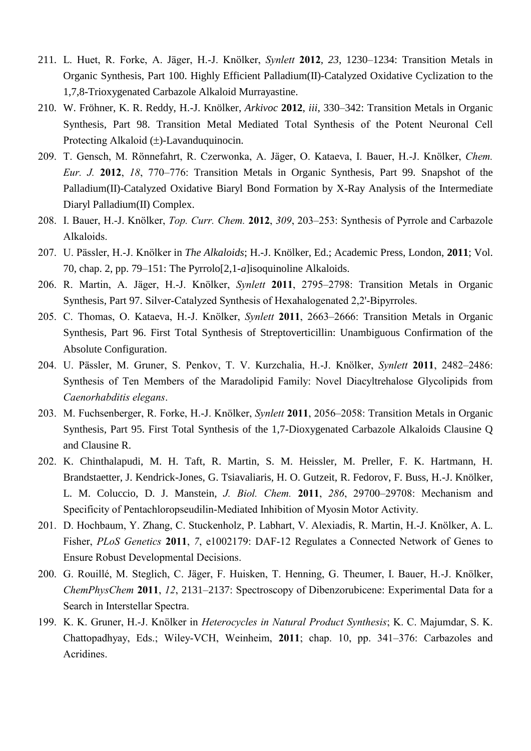211. L. Huet, R. Forke, A. Jäger, H.-J. Knölker, *Synlett* **2012**, *23*, 1230–1234: Transition Metals in Organic Synthesis, Part 100. Highly Efficient Palladium(II)-Catalyzed Oxidative Cyclization to the 1,7,8-Trioxygenated Carbazole Alkaloid Murrayastine.

210. W. Fröhner, K. R. Reddy, H.-J. Knölker, *Arkivoc* **2012**, *iii*, 330–342: Transition Metals in Organic Synthesis, Part 98. Transition Metal Mediated Total Synthesis of the Potent Neuronal Cell Protecting Alkaloid (±)-Lavanduquinocin.

209. T. Gensch, M. Rönnefahrt, R. Czerwonka, A. Jäger, O. Kataeva, I. Bauer, H.-J. Knölker, *Chem. Eur. J.* **2012**, *18*, 770–776: Transition Metals in Organic Synthesis, Part 99. Snapshot of the Palladium(II)-Catalyzed Oxidative Biaryl Bond Formation by X-Ray Analysis of the Intermediate Diaryl Palladium(II) Complex.

208. I. Bauer, H.-J. Knölker, *Top. Curr. Chem.* **2012**, *309*, 203–253: Synthesis of Pyrrole and Carbazole Alkaloids.

207. U. Pässler, H.-J. Knölker in *The Alkaloids*; H.-J. Knölker, Ed.; Academic Press, London, **2011**; Vol. 70, chap. 2, pp. 79–151: The Pyrrolo[2,1-*a*]isoquinoline Alkaloids.

206. R. Martin, A. Jäger, H.-J. Knölker, *Synlett* **2011**, 2795–2798: Transition Metals in Organic Synthesis, Part 97. Silver-Catalyzed Synthesis of Hexahalogenated 2,2'-Bipyrroles.

205. C. Thomas, O. Kataeva, H.-J. Knölker, *Synlett* **2011**, 2663–2666: Transition Metals in Organic Synthesis, Part 96. First Total Synthesis of Streptoverticillin: Unambiguous Confirmation of the Absolute Configuration.

204. U. Pässler, M. Gruner, S. Penkov, T. V. Kurzchalia, H.-J. Knölker, *Synlett* **2011**, 2482–2486: Synthesis of Ten Members of the Maradolipid Family: Novel Diacyltrehalose Glycolipids from *Caenorhabditis elegans*.

203. M. Fuchsenberger, R. Forke, H.-J. Knölker, *Synlett* **2011**, 2056–2058: Transition Metals in Organic Synthesis, Part 95. First Total Synthesis of the 1,7-Dioxygenated Carbazole Alkaloids Clausine Q and Clausine R.

202. K. Chinthalapudi, M. H. Taft, R. Martin, S. M. Heissler, M. Preller, F. K. Hartmann, H. Brandstaetter, J. Kendrick-Jones, G. Tsiavaliaris, H. O. Gutzeit, R. Fedorov, F. Buss, H.-J. Knölker, L. M. Coluccio, D. J. Manstein, *J. Biol. Chem.* **2011**, *286*, 29700–29708: Mechanism and Specificity of Pentachloropseudilin-Mediated Inhibition of Myosin Motor Activity.

201. D. Hochbaum, Y. Zhang, C. Stuckenholz, P. Labhart, V. Alexiadis, R. Martin, H.-J. Knölker, A. L. Fisher, *PLoS Genetics* **2011**, *7*, e1002179: DAF-12 Regulates a Connected Network of Genes to Ensure Robust Developmental Decisions.

200. G. Rouillé, M. Steglich, C. Jäger, F. Huisken, T. Henning, G. Theumer, I. Bauer, H.-J. Knölker, *ChemPhysChem* **2011**, *12*, 2131–2137: Spectroscopy of Dibenzorubicene: Experimental Data for a Search in Interstellar Spectra.

199. K. K. Gruner, H.-J. Knölker in *Heterocycles in Natural Product Synthesis*; K. C. Majumdar, S. K. Chattopadhyay, Eds.; Wiley-VCH, Weinheim, **2011**; chap. 10, pp. 341–376: Carbazoles and Acridines.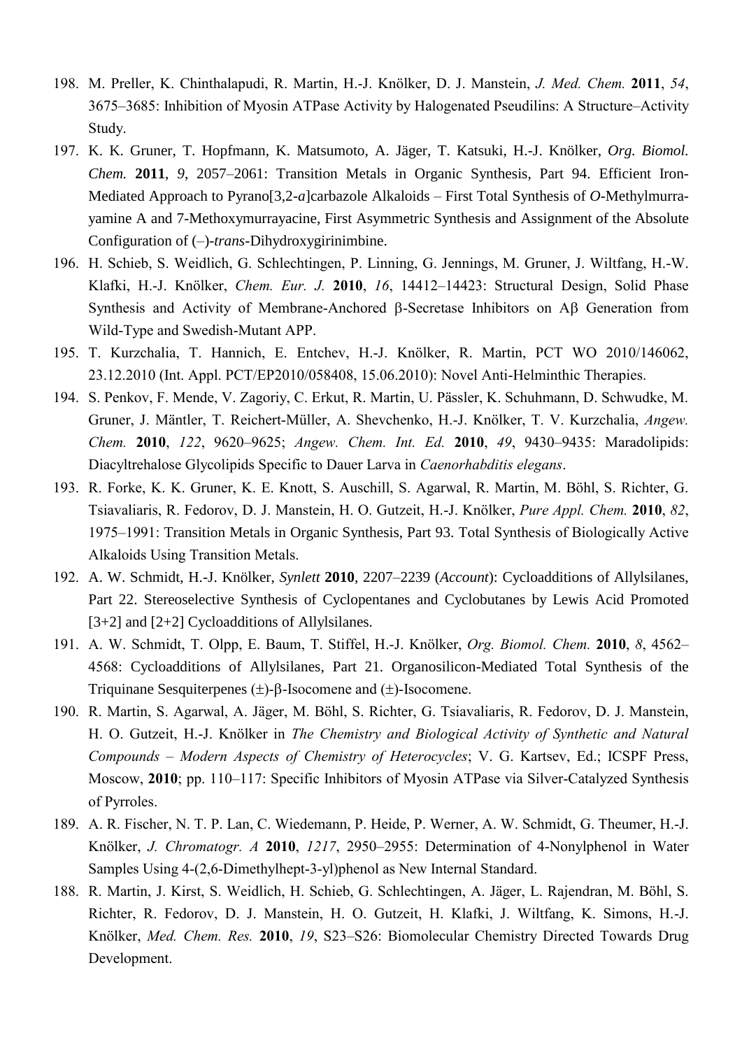198. M. Preller, K. Chinthalapudi, R. Martin, H.-J. Knölker, D. J. Manstein, *J. Med. Chem.* **2011**, *54*, 3675–3685: Inhibition of Myosin ATPase Activity by Halogenated Pseudilins: A Structure–Activity Study.
197. K. K. Gruner, T. Hopfmann, K. Matsumoto, A. Jäger, T. Katsuki, H.-J. Knölker, *Org. Biomol. Chem.* **2011**, *9*, 2057–2061: Transition Metals in Organic Synthesis, Part 94. Efficient Iron-Mediated Approach to Pyrano[3,2-*a*]carbazole Alkaloids – First Total Synthesis of *O*-Methylmurrayamine A and 7-Methoxymurrayacine, First Asymmetric Synthesis and Assignment of the Absolute Configuration of (–)-*trans*-Dihydroxygirinimbine.
196. H. Schieb, S. Weidlich, G. Schlechtingen, P. Linning, G. Jennings, M. Gruner, J. Wiltfang, H.-W. Klafki, H.-J. Knölker, *Chem. Eur. J.* **2010**, *16*, 14412–14423: Structural Design, Solid Phase Synthesis and Activity of Membrane-Anchored β-Secretase Inhibitors on Aβ Generation from Wild-Type and Swedish-Mutant APP.
195. T. Kurzchalia, T. Hannich, E. Entchev, H.-J. Knölker, R. Martin, PCT WO 2010/146062, 23.12.2010 (Int. Appl. PCT/EP2010/058408, 15.06.2010): Novel Anti-Helminthic Therapies.
194. S. Penkov, F. Mende, V. Zagoriy, C. Erkut, R. Martin, U. Pässler, K. Schuhmann, D. Schwudke, M. Gruner, J. Mäntler, T. Reichert-Müller, A. Shevchenko, H.-J. Knölker, T. V. Kurzchalia, *Angew. Chem.* **2010**, *122*, 9620–9625; *Angew. Chem. Int. Ed.* **2010**, *49*, 9430–9435: Maradolipids: Diacyltrehalose Glycolipids Specific to Dauer Larva in *Caenorhabditis elegans*.
193. R. Forke, K. K. Gruner, K. E. Knott, S. Auschill, S. Agarwal, R. Martin, M. Böhl, S. Richter, G. Tsiavaliaris, R. Fedorov, D. J. Manstein, H. O. Gutzeit, H.-J. Knölker, *Pure Appl. Chem.* **2010**, *82*, 1975–1991: Transition Metals in Organic Synthesis, Part 93. Total Synthesis of Biologically Active Alkaloids Using Transition Metals.
192. A. W. Schmidt, H.-J. Knölker, *Synlett* **2010**, 2207–2239 (*Account*): Cycloadditions of Allylsilanes, Part 22. Stereoselective Synthesis of Cyclopentanes and Cyclobutanes by Lewis Acid Promoted [3+2] and [2+2] Cycloadditions of Allylsilanes.
191. A. W. Schmidt, T. Olpp, E. Baum, T. Stiffel, H.-J. Knölker, *Org. Biomol. Chem.* **2010**, *8*, 4562–4568: Cycloadditions of Allylsilanes, Part 21. Organosilicon-Mediated Total Synthesis of the Triquinane Sesquiterpenes (±)-β-Isocomene and (±)-Isocomene.
190. R. Martin, S. Agarwal, A. Jäger, M. Böhl, S. Richter, G. Tsiavaliaris, R. Fedorov, D. J. Manstein, H. O. Gutzeit, H.-J. Knölker in *The Chemistry and Biological Activity of Synthetic and Natural Compounds – Modern Aspects of Chemistry of Heterocycles*; V. G. Kartsev, Ed.; ICSPF Press, Moscow, **2010**; pp. 110–117: Specific Inhibitors of Myosin ATPase via Silver-Catalyzed Synthesis of Pyrroles.
189. A. R. Fischer, N. T. P. Lan, C. Wiedemann, P. Heide, P. Werner, A. W. Schmidt, G. Theumer, H.-J. Knölker, *J. Chromatogr. A* **2010**, *1217*, 2950–2955: Determination of 4-Nonylphenol in Water Samples Using 4-(2,6-Dimethylhept-3-yl)phenol as New Internal Standard.
188. R. Martin, J. Kirst, S. Weidlich, H. Schieb, G. Schlechtingen, A. Jäger, L. Rajendran, M. Böhl, S. Richter, R. Fedorov, D. J. Manstein, H. O. Gutzeit, H. Klafki, J. Wiltfang, K. Simons, H.-J. Knölker, *Med. Chem. Res.* **2010**, *19*, S23–S26: Biomolecular Chemistry Directed Towards Drug Development.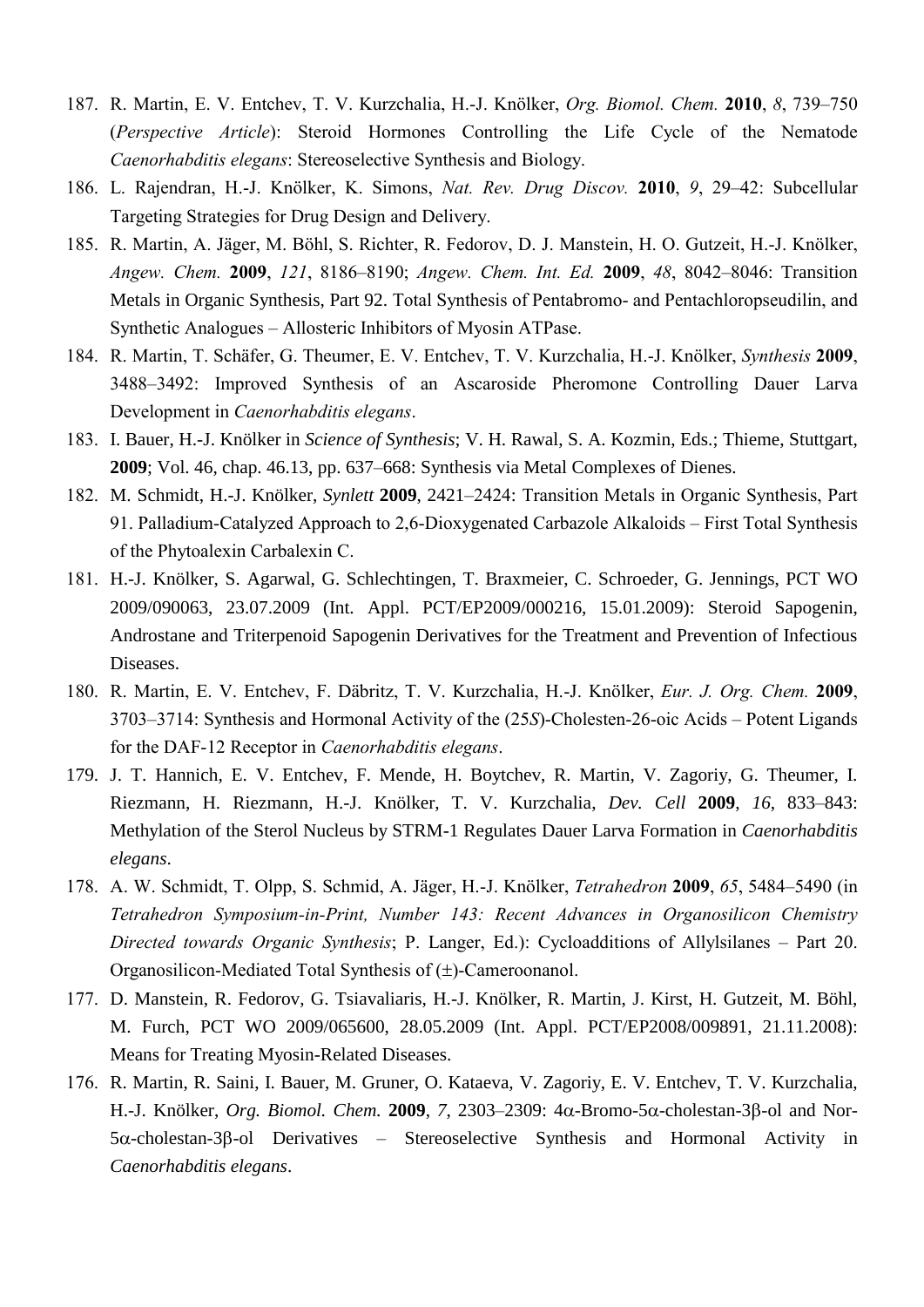187. R. Martin, E. V. Entchev, T. V. Kurzchalia, H.-J. Knölker, *Org. Biomol. Chem.* **2010**, *8*, 739–750 (*Perspective Article*): Steroid Hormones Controlling the Life Cycle of the Nematode *Caenorhabditis elegans*: Stereoselective Synthesis and Biology.

186. L. Rajendran, H.-J. Knölker, K. Simons, *Nat. Rev. Drug Discov.* **2010**, *9*, 29–42: Subcellular Targeting Strategies for Drug Design and Delivery.

185. R. Martin, A. Jäger, M. Böhl, S. Richter, R. Fedorov, D. J. Manstein, H. O. Gutzeit, H.-J. Knölker, *Angew. Chem.* **2009**, *121*, 8186–8190; *Angew. Chem. Int. Ed.* **2009**, *48*, 8042–8046: Transition Metals in Organic Synthesis, Part 92. Total Synthesis of Pentabromo- and Pentachloropseudilin, and Synthetic Analogues – Allosteric Inhibitors of Myosin ATPase.

184. R. Martin, T. Schäfer, G. Theumer, E. V. Entchev, T. V. Kurzchalia, H.-J. Knölker, *Synthesis* **2009**, 3488–3492: Improved Synthesis of an Ascaroside Pheromone Controlling Dauer Larva Development in *Caenorhabditis elegans*.

183. I. Bauer, H.-J. Knölker in *Science of Synthesis*; V. H. Rawal, S. A. Kozmin, Eds.; Thieme, Stuttgart, **2009**; Vol. 46, chap. 46.13, pp. 637–668: Synthesis via Metal Complexes of Dienes.

182. M. Schmidt, H.-J. Knölker, *Synlett* **2009**, 2421–2424: Transition Metals in Organic Synthesis, Part 91. Palladium-Catalyzed Approach to 2,6-Dioxygenated Carbazole Alkaloids – First Total Synthesis of the Phytoalexin Carbalexin C.

181. H.-J. Knölker, S. Agarwal, G. Schlechtingen, T. Braxmeier, C. Schroeder, G. Jennings, PCT WO 2009/090063, 23.07.2009 (Int. Appl. PCT/EP2009/000216, 15.01.2009): Steroid Sapogenin, Androstane and Triterpenoid Sapogenin Derivatives for the Treatment and Prevention of Infectious Diseases.

180. R. Martin, E. V. Entchev, F. Däbritz, T. V. Kurzchalia, H.-J. Knölker, *Eur. J. Org. Chem.* **2009**, 3703–3714: Synthesis and Hormonal Activity of the (25*S*)-Cholesten-26-oic Acids – Potent Ligands for the DAF-12 Receptor in *Caenorhabditis elegans*.

179. J. T. Hannich, E. V. Entchev, F. Mende, H. Boytchev, R. Martin, V. Zagoriy, G. Theumer, I. Riezmann, H. Riezmann, H.-J. Knölker, T. V. Kurzchalia, *Dev. Cell* **2009**, *16*, 833–843: Methylation of the Sterol Nucleus by STRM-1 Regulates Dauer Larva Formation in *Caenorhabditis elegans*.

178. A. W. Schmidt, T. Olpp, S. Schmid, A. Jäger, H.-J. Knölker, *Tetrahedron* **2009**, *65*, 5484–5490 (in *Tetrahedron Symposium-in-Print, Number 143: Recent Advances in Organosilicon Chemistry Directed towards Organic Synthesis*; P. Langer, Ed.): Cycloadditions of Allylsilanes – Part 20. Organosilicon-Mediated Total Synthesis of (±)-Cameroonanol.

177. D. Manstein, R. Fedorov, G. Tsiavaliaris, H.-J. Knölker, R. Martin, J. Kirst, H. Gutzeit, M. Böhl, M. Furch, PCT WO 2009/065600, 28.05.2009 (Int. Appl. PCT/EP2008/009891, 21.11.2008): Means for Treating Myosin-Related Diseases.

176. R. Martin, R. Saini, I. Bauer, M. Gruner, O. Kataeva, V. Zagoriy, E. V. Entchev, T. V. Kurzchalia, H.-J. Knölker, *Org. Biomol. Chem.* **2009**, *7*, 2303–2309: 4α-Bromo-5α-cholestan-3β-ol and Nor-5α-cholestan-3β-ol Derivatives – Stereoselective Synthesis and Hormonal Activity in *Caenorhabditis elegans*.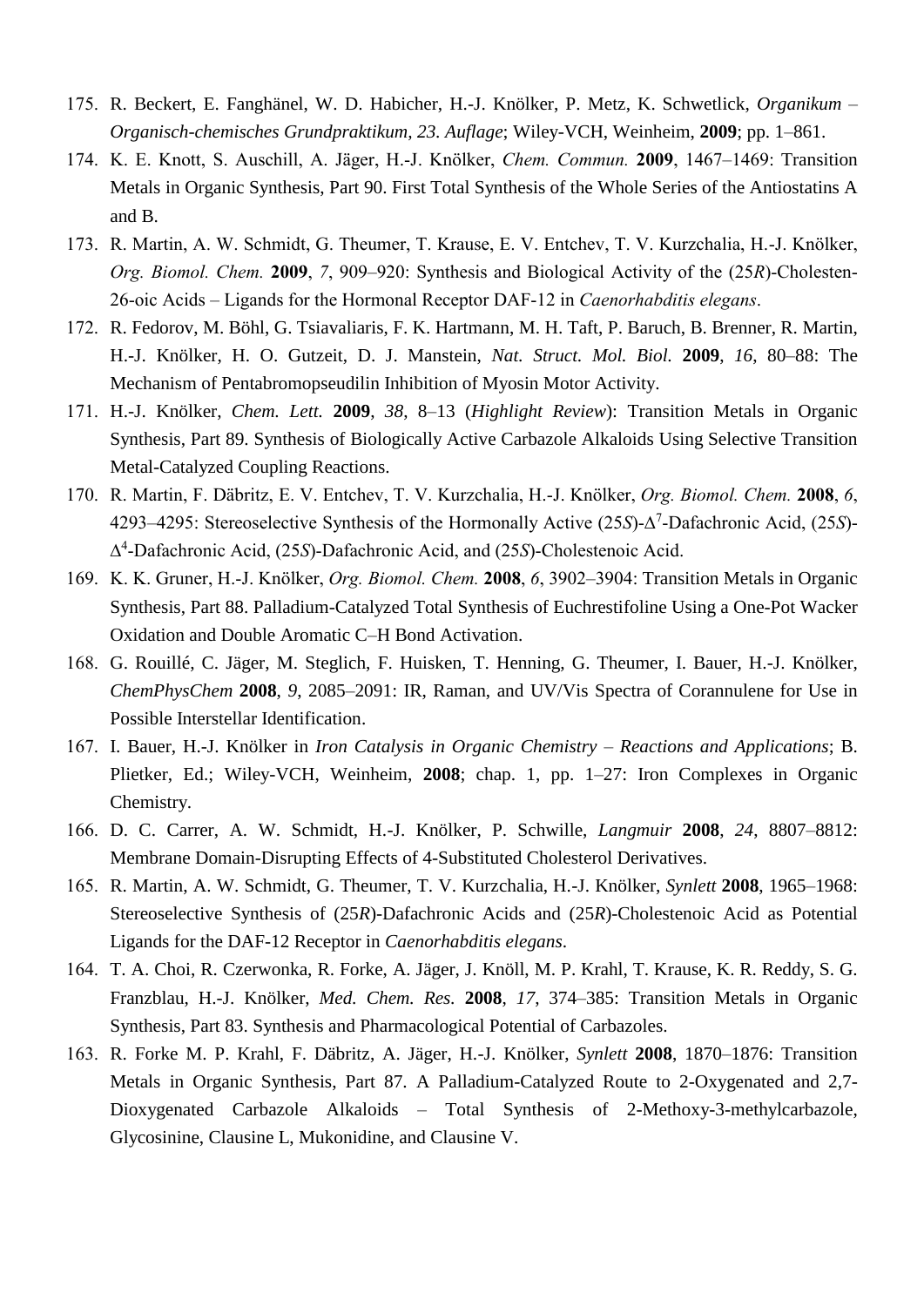175. R. Beckert, E. Fanghänel, W. D. Habicher, H.-J. Knölker, P. Metz, K. Schwetlick, *Organikum – Organisch-chemisches Grundpraktikum, 23. Auflage*; Wiley-VCH, Weinheim, **2009**; pp. 1–861.

174. K. E. Knott, S. Auschill, A. Jäger, H.-J. Knölker, *Chem. Commun.* **2009**, 1467–1469: Transition Metals in Organic Synthesis, Part 90. First Total Synthesis of the Whole Series of the Antiostatins A and B.

173. R. Martin, A. W. Schmidt, G. Theumer, T. Krause, E. V. Entchev, T. V. Kurzchalia, H.-J. Knölker, *Org. Biomol. Chem.* **2009**, *7*, 909–920: Synthesis and Biological Activity of the (25*R*)-Cholesten-26-oic Acids – Ligands for the Hormonal Receptor DAF-12 in *Caenorhabditis elegans*.

172. R. Fedorov, M. Böhl, G. Tsiavaliaris, F. K. Hartmann, M. H. Taft, P. Baruch, B. Brenner, R. Martin, H.-J. Knölker, H. O. Gutzeit, D. J. Manstein, *Nat. Struct. Mol. Biol.* **2009**, *16*, 80–88: The Mechanism of Pentabromopseudilin Inhibition of Myosin Motor Activity.

171. H.-J. Knölker, *Chem. Lett.* **2009**, *38*, 8–13 (*Highlight Review*): Transition Metals in Organic Synthesis, Part 89. Synthesis of Biologically Active Carbazole Alkaloids Using Selective Transition Metal-Catalyzed Coupling Reactions.

170. R. Martin, F. Däbritz, E. V. Entchev, T. V. Kurzchalia, H.-J. Knölker, *Org. Biomol. Chem.* **2008**, *6*, 4293–4295: Stereoselective Synthesis of the Hormonally Active (25*S*)-$\Delta^7$-Dafachronic Acid, (25*S*)-$\Delta^4$-Dafachronic Acid, (25*S*)-Dafachronic Acid, and (25*S*)-Cholestenoic Acid.

169. K. K. Gruner, H.-J. Knölker, *Org. Biomol. Chem.* **2008**, *6*, 3902–3904: Transition Metals in Organic Synthesis, Part 88. Palladium-Catalyzed Total Synthesis of Euchrestifoline Using a One-Pot Wacker Oxidation and Double Aromatic C–H Bond Activation.

168. G. Rouillé, C. Jäger, M. Steglich, F. Huisken, T. Henning, G. Theumer, I. Bauer, H.-J. Knölker, *ChemPhysChem* **2008**, *9*, 2085–2091: IR, Raman, and UV/Vis Spectra of Corannulene for Use in Possible Interstellar Identification.

167. I. Bauer, H.-J. Knölker in *Iron Catalysis in Organic Chemistry – Reactions and Applications*; B. Plietker, Ed.; Wiley-VCH, Weinheim, **2008**; chap. 1, pp. 1–27: Iron Complexes in Organic Chemistry.

166. D. C. Carrer, A. W. Schmidt, H.-J. Knölker, P. Schwille, *Langmuir* **2008**, *24*, 8807–8812: Membrane Domain-Disrupting Effects of 4-Substituted Cholesterol Derivatives.

165. R. Martin, A. W. Schmidt, G. Theumer, T. V. Kurzchalia, H.-J. Knölker, *Synlett* **2008**, 1965–1968: Stereoselective Synthesis of (25*R*)-Dafachronic Acids and (25*R*)-Cholestenoic Acid as Potential Ligands for the DAF-12 Receptor in *Caenorhabditis elegans*.

164. T. A. Choi, R. Czerwonka, R. Forke, A. Jäger, J. Knöll, M. P. Krahl, T. Krause, K. R. Reddy, S. G. Franzblau, H.-J. Knölker, *Med. Chem. Res.* **2008**, *17*, 374–385: Transition Metals in Organic Synthesis, Part 83. Synthesis and Pharmacological Potential of Carbazoles.

163. R. Forke M. P. Krahl, F. Däbritz, A. Jäger, H.-J. Knölker, *Synlett* **2008**, 1870–1876: Transition Metals in Organic Synthesis, Part 87. A Palladium-Catalyzed Route to 2-Oxygenated and 2,7-Dioxygenated Carbazole Alkaloids – Total Synthesis of 2-Methoxy-3-methylcarbazole, Glycosinine, Clausine L, Mukonidine, and Clausine V.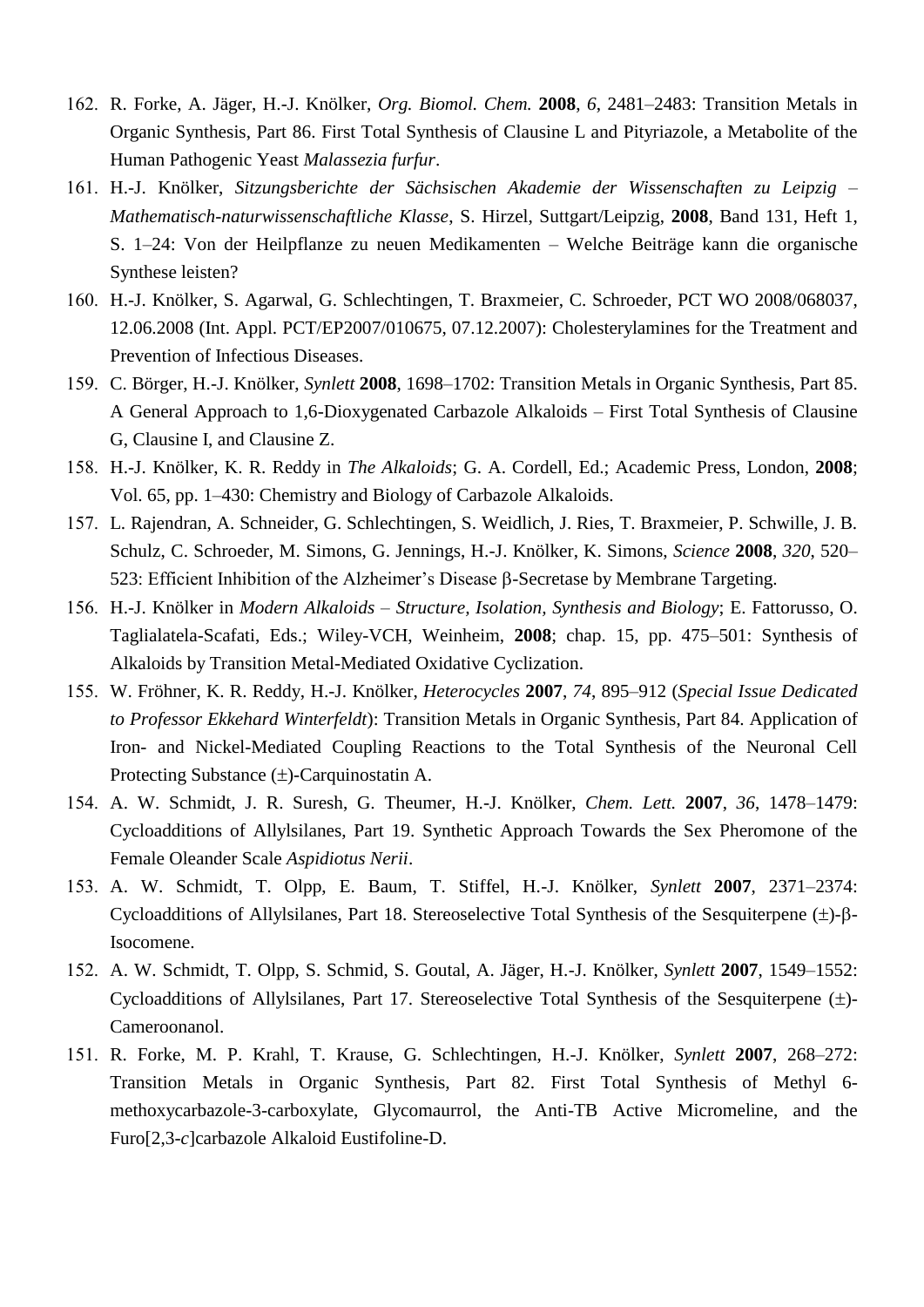162. R. Forke, A. Jäger, H.-J. Knölker, *Org. Biomol. Chem.* **2008**, *6*, 2481–2483: Transition Metals in Organic Synthesis, Part 86. First Total Synthesis of Clausine L and Pityriazole, a Metabolite of the Human Pathogenic Yeast *Malassezia furfur*.

161. H.-J. Knölker, *Sitzungsberichte der Sächsischen Akademie der Wissenschaften zu Leipzig – Mathematisch-naturwissenschaftliche Klasse*, S. Hirzel, Suttgart/Leipzig, **2008**, Band 131, Heft 1, S. 1–24: Von der Heilpflanze zu neuen Medikamenten – Welche Beiträge kann die organische Synthese leisten?

160. H.-J. Knölker, S. Agarwal, G. Schlechtingen, T. Braxmeier, C. Schroeder, PCT WO 2008/068037, 12.06.2008 (Int. Appl. PCT/EP2007/010675, 07.12.2007): Cholesterylamines for the Treatment and Prevention of Infectious Diseases.

159. C. Börger, H.-J. Knölker, *Synlett* **2008**, 1698–1702: Transition Metals in Organic Synthesis, Part 85. A General Approach to 1,6-Dioxygenated Carbazole Alkaloids – First Total Synthesis of Clausine G, Clausine I, and Clausine Z.

158. H.-J. Knölker, K. R. Reddy in *The Alkaloids*; G. A. Cordell, Ed.; Academic Press, London, **2008**; Vol. 65, pp. 1–430: Chemistry and Biology of Carbazole Alkaloids.

157. L. Rajendran, A. Schneider, G. Schlechtingen, S. Weidlich, J. Ries, T. Braxmeier, P. Schwille, J. B. Schulz, C. Schroeder, M. Simons, G. Jennings, H.-J. Knölker, K. Simons, *Science* **2008**, *320*, 520–523: Efficient Inhibition of the Alzheimer's Disease β-Secretase by Membrane Targeting.

156. H.-J. Knölker in *Modern Alkaloids – Structure, Isolation, Synthesis and Biology*; E. Fattorusso, O. Taglialatela-Scafati, Eds.; Wiley-VCH, Weinheim, **2008**; chap. 15, pp. 475–501: Synthesis of Alkaloids by Transition Metal-Mediated Oxidative Cyclization.

155. W. Fröhner, K. R. Reddy, H.-J. Knölker, *Heterocycles* **2007**, *74*, 895–912 (*Special Issue Dedicated to Professor Ekkehard Winterfeldt*): Transition Metals in Organic Synthesis, Part 84. Application of Iron- and Nickel-Mediated Coupling Reactions to the Total Synthesis of the Neuronal Cell Protecting Substance (±)-Carquinostatin A.

154. A. W. Schmidt, J. R. Suresh, G. Theumer, H.-J. Knölker, *Chem. Lett.* **2007**, *36*, 1478–1479: Cycloadditions of Allylsilanes, Part 19. Synthetic Approach Towards the Sex Pheromone of the Female Oleander Scale *Aspidiotus Nerii*.

153. A. W. Schmidt, T. Olpp, E. Baum, T. Stiffel, H.-J. Knölker, *Synlett* **2007**, 2371–2374: Cycloadditions of Allylsilanes, Part 18. Stereoselective Total Synthesis of the Sesquiterpene (±)-β-Isocomene.

152. A. W. Schmidt, T. Olpp, S. Schmid, S. Goutal, A. Jäger, H.-J. Knölker, *Synlett* **2007**, 1549–1552: Cycloadditions of Allylsilanes, Part 17. Stereoselective Total Synthesis of the Sesquiterpene (±)-Cameroonanol.

151. R. Forke, M. P. Krahl, T. Krause, G. Schlechtingen, H.-J. Knölker, *Synlett* **2007**, 268–272: Transition Metals in Organic Synthesis, Part 82. First Total Synthesis of Methyl 6-methoxycarbazole-3-carboxylate, Glycomaurrol, the Anti-TB Active Micromeline, and the Furo[2,3-*c*]carbazole Alkaloid Eustifoline-D.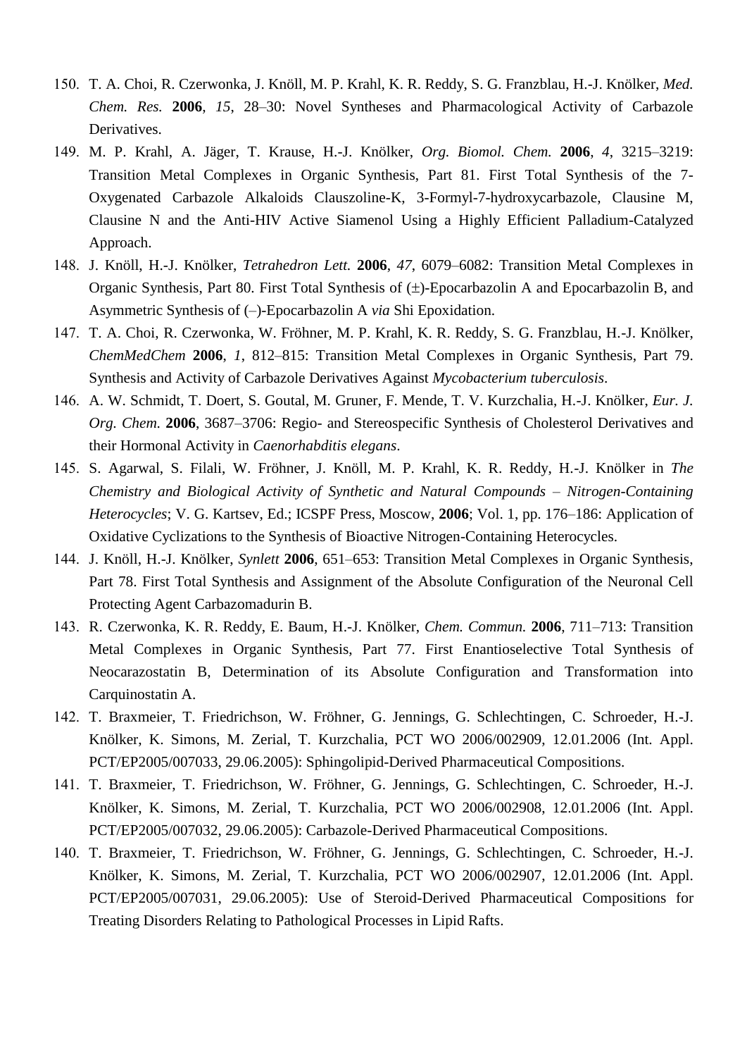150. T. A. Choi, R. Czerwonka, J. Knöll, M. P. Krahl, K. R. Reddy, S. G. Franzblau, H.-J. Knölker, *Med. Chem. Res.* **2006**, *15*, 28–30: Novel Syntheses and Pharmacological Activity of Carbazole Derivatives.
149. M. P. Krahl, A. Jäger, T. Krause, H.-J. Knölker, *Org. Biomol. Chem.* **2006**, *4*, 3215–3219: Transition Metal Complexes in Organic Synthesis, Part 81. First Total Synthesis of the 7-Oxygenated Carbazole Alkaloids Clauszoline-K, 3-Formyl-7-hydroxycarbazole, Clausine M, Clausine N and the Anti-HIV Active Siamenol Using a Highly Efficient Palladium-Catalyzed Approach.
148. J. Knöll, H.-J. Knölker, *Tetrahedron Lett.* **2006**, *47*, 6079–6082: Transition Metal Complexes in Organic Synthesis, Part 80. First Total Synthesis of (±)-Epocarbazolin A and Epocarbazolin B, and Asymmetric Synthesis of (–)-Epocarbazolin A *via* Shi Epoxidation.
147. T. A. Choi, R. Czerwonka, W. Fröhner, M. P. Krahl, K. R. Reddy, S. G. Franzblau, H.-J. Knölker, *ChemMedChem* **2006**, *1*, 812–815: Transition Metal Complexes in Organic Synthesis, Part 79. Synthesis and Activity of Carbazole Derivatives Against *Mycobacterium tuberculosis*.
146. A. W. Schmidt, T. Doert, S. Goutal, M. Gruner, F. Mende, T. V. Kurzchalia, H.-J. Knölker, *Eur. J. Org. Chem.* **2006**, 3687–3706: Regio- and Stereospecific Synthesis of Cholesterol Derivatives and their Hormonal Activity in *Caenorhabditis elegans*.
145. S. Agarwal, S. Filali, W. Fröhner, J. Knöll, M. P. Krahl, K. R. Reddy, H.-J. Knölker in *The Chemistry and Biological Activity of Synthetic and Natural Compounds – Nitrogen-Containing Heterocycles*; V. G. Kartsev, Ed.; ICSPF Press, Moscow, **2006**; Vol. 1, pp. 176–186: Application of Oxidative Cyclizations to the Synthesis of Bioactive Nitrogen-Containing Heterocycles.
144. J. Knöll, H.-J. Knölker, *Synlett* **2006**, 651–653: Transition Metal Complexes in Organic Synthesis, Part 78. First Total Synthesis and Assignment of the Absolute Configuration of the Neuronal Cell Protecting Agent Carbazomadurin B.
143. R. Czerwonka, K. R. Reddy, E. Baum, H.-J. Knölker, *Chem. Commun.* **2006**, 711–713: Transition Metal Complexes in Organic Synthesis, Part 77. First Enantioselective Total Synthesis of Neocarazostatin B, Determination of its Absolute Configuration and Transformation into Carquinostatin A.
142. T. Braxmeier, T. Friedrichson, W. Fröhner, G. Jennings, G. Schlechtingen, C. Schroeder, H.-J. Knölker, K. Simons, M. Zerial, T. Kurzchalia, PCT WO 2006/002909, 12.01.2006 (Int. Appl. PCT/EP2005/007033, 29.06.2005): Sphingolipid-Derived Pharmaceutical Compositions.
141. T. Braxmeier, T. Friedrichson, W. Fröhner, G. Jennings, G. Schlechtingen, C. Schroeder, H.-J. Knölker, K. Simons, M. Zerial, T. Kurzchalia, PCT WO 2006/002908, 12.01.2006 (Int. Appl. PCT/EP2005/007032, 29.06.2005): Carbazole-Derived Pharmaceutical Compositions.
140. T. Braxmeier, T. Friedrichson, W. Fröhner, G. Jennings, G. Schlechtingen, C. Schroeder, H.-J. Knölker, K. Simons, M. Zerial, T. Kurzchalia, PCT WO 2006/002907, 12.01.2006 (Int. Appl. PCT/EP2005/007031, 29.06.2005): Use of Steroid-Derived Pharmaceutical Compositions for Treating Disorders Relating to Pathological Processes in Lipid Rafts.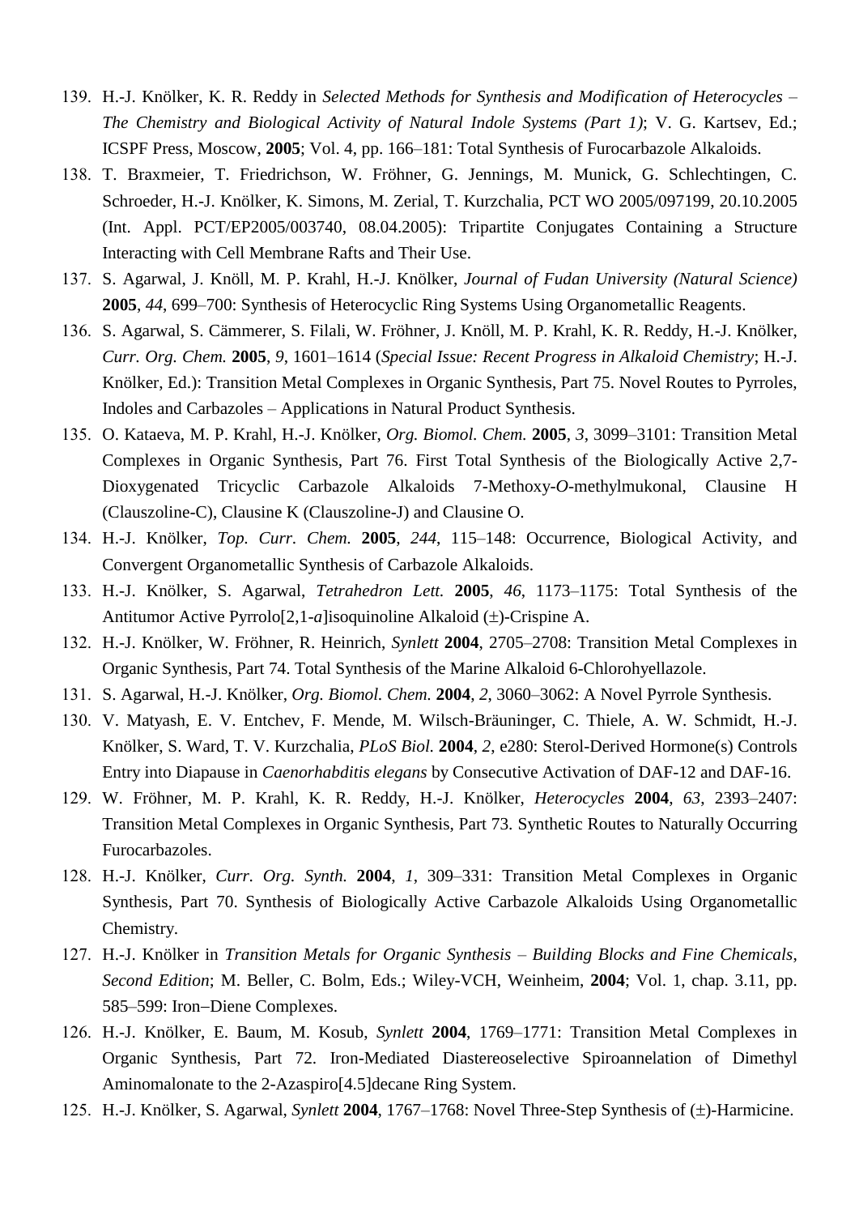139. H.-J. Knölker, K. R. Reddy in *Selected Methods for Synthesis and Modification of Heterocycles – The Chemistry and Biological Activity of Natural Indole Systems (Part 1)*; V. G. Kartsev, Ed.; ICSPF Press, Moscow, **2005**; Vol. 4, pp. 166–181: Total Synthesis of Furocarbazole Alkaloids.
138. T. Braxmeier, T. Friedrichson, W. Fröhner, G. Jennings, M. Munick, G. Schlechtingen, C. Schroeder, H.-J. Knölker, K. Simons, M. Zerial, T. Kurzchalia, PCT WO 2005/097199, 20.10.2005 (Int. Appl. PCT/EP2005/003740, 08.04.2005): Tripartite Conjugates Containing a Structure Interacting with Cell Membrane Rafts and Their Use.
137. S. Agarwal, J. Knöll, M. P. Krahl, H.-J. Knölker, *Journal of Fudan University (Natural Science)* **2005**, *44*, 699–700: Synthesis of Heterocyclic Ring Systems Using Organometallic Reagents.
136. S. Agarwal, S. Cämmerer, S. Filali, W. Fröhner, J. Knöll, M. P. Krahl, K. R. Reddy, H.-J. Knölker, *Curr. Org. Chem.* **2005**, *9*, 1601–1614 (*Special Issue: Recent Progress in Alkaloid Chemistry*; H.-J. Knölker, Ed.): Transition Metal Complexes in Organic Synthesis, Part 75. Novel Routes to Pyrroles, Indoles and Carbazoles – Applications in Natural Product Synthesis.
135. O. Kataeva, M. P. Krahl, H.-J. Knölker, *Org. Biomol. Chem.* **2005**, *3*, 3099–3101: Transition Metal Complexes in Organic Synthesis, Part 76. First Total Synthesis of the Biologically Active 2,7-Dioxygenated Tricyclic Carbazole Alkaloids 7-Methoxy-*O*-methylmukonal, Clausine H (Clauszoline-C), Clausine K (Clauszoline-J) and Clausine O.
134. H.-J. Knölker, *Top. Curr. Chem.* **2005**, *244*, 115–148: Occurrence, Biological Activity, and Convergent Organometallic Synthesis of Carbazole Alkaloids.
133. H.-J. Knölker, S. Agarwal, *Tetrahedron Lett.* **2005**, *46*, 1173–1175: Total Synthesis of the Antitumor Active Pyrrolo[2,1-*a*]isoquinoline Alkaloid (±)-Crispine A.
132. H.-J. Knölker, W. Fröhner, R. Heinrich, *Synlett* **2004**, 2705–2708: Transition Metal Complexes in Organic Synthesis, Part 74. Total Synthesis of the Marine Alkaloid 6-Chlorohyellazole.
131. S. Agarwal, H.-J. Knölker, *Org. Biomol. Chem.* **2004**, *2*, 3060–3062: A Novel Pyrrole Synthesis.
130. V. Matyash, E. V. Entchev, F. Mende, M. Wilsch-Bräuninger, C. Thiele, A. W. Schmidt, H.-J. Knölker, S. Ward, T. V. Kurzchalia, *PLoS Biol.* **2004**, *2*, e280: Sterol-Derived Hormone(s) Controls Entry into Diapause in *Caenorhabditis elegans* by Consecutive Activation of DAF-12 and DAF-16.
129. W. Fröhner, M. P. Krahl, K. R. Reddy, H.-J. Knölker, *Heterocycles* **2004**, *63*, 2393–2407: Transition Metal Complexes in Organic Synthesis, Part 73. Synthetic Routes to Naturally Occurring Furocarbazoles.
128. H.-J. Knölker, *Curr. Org. Synth.* **2004**, *1*, 309–331: Transition Metal Complexes in Organic Synthesis, Part 70. Synthesis of Biologically Active Carbazole Alkaloids Using Organometallic Chemistry.
127. H.-J. Knölker in *Transition Metals for Organic Synthesis – Building Blocks and Fine Chemicals, Second Edition*; M. Beller, C. Bolm, Eds.; Wiley-VCH, Weinheim, **2004**; Vol. 1, chap. 3.11, pp. 585–599: Iron–Diene Complexes.
126. H.-J. Knölker, E. Baum, M. Kosub, *Synlett* **2004**, 1769–1771: Transition Metal Complexes in Organic Synthesis, Part 72. Iron-Mediated Diastereoselective Spiroannelation of Dimethyl Aminomalonate to the 2-Azaspiro[4.5]decane Ring System.
125. H.-J. Knölker, S. Agarwal, *Synlett* **2004**, 1767–1768: Novel Three-Step Synthesis of (±)-Harmicine.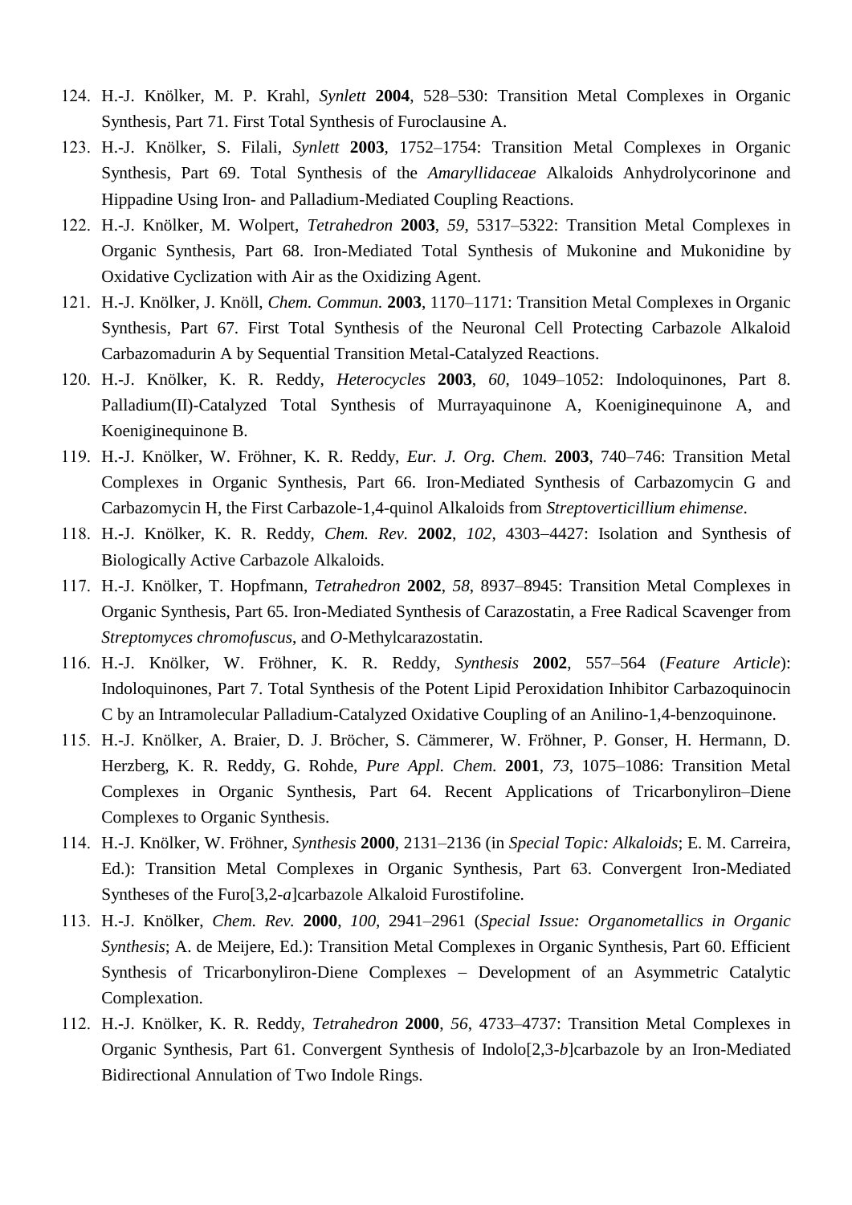124. H.-J. Knölker, M. P. Krahl, *Synlett* **2004**, 528–530: Transition Metal Complexes in Organic Synthesis, Part 71. First Total Synthesis of Furoclausine A.
123. H.-J. Knölker, S. Filali, *Synlett* **2003**, 1752–1754: Transition Metal Complexes in Organic Synthesis, Part 69. Total Synthesis of the *Amaryllidaceae* Alkaloids Anhydrolycorinone and Hippadine Using Iron- and Palladium-Mediated Coupling Reactions.
122. H.-J. Knölker, M. Wolpert, *Tetrahedron* **2003**, *59*, 5317–5322: Transition Metal Complexes in Organic Synthesis, Part 68. Iron-Mediated Total Synthesis of Mukonine and Mukonidine by Oxidative Cyclization with Air as the Oxidizing Agent.
121. H.-J. Knölker, J. Knöll, *Chem. Commun.* **2003**, 1170–1171: Transition Metal Complexes in Organic Synthesis, Part 67. First Total Synthesis of the Neuronal Cell Protecting Carbazole Alkaloid Carbazomadurin A by Sequential Transition Metal-Catalyzed Reactions.
120. H.-J. Knölker, K. R. Reddy, *Heterocycles* **2003**, *60*, 1049–1052: Indoloquinones, Part 8. Palladium(II)-Catalyzed Total Synthesis of Murrayaquinone A, Koeniginequinone A, and Koeniginequinone B.
119. H.-J. Knölker, W. Fröhner, K. R. Reddy, *Eur. J. Org. Chem.* **2003**, 740–746: Transition Metal Complexes in Organic Synthesis, Part 66. Iron-Mediated Synthesis of Carbazomycin G and Carbazomycin H, the First Carbazole-1,4-quinol Alkaloids from *Streptoverticillium ehimense*.
118. H.-J. Knölker, K. R. Reddy, *Chem. Rev.* **2002**, *102*, 4303–4427: Isolation and Synthesis of Biologically Active Carbazole Alkaloids.
117. H.-J. Knölker, T. Hopfmann, *Tetrahedron* **2002**, *58*, 8937–8945: Transition Metal Complexes in Organic Synthesis, Part 65. Iron-Mediated Synthesis of Carazostatin, a Free Radical Scavenger from *Streptomyces chromofuscus*, and *O*-Methylcarazostatin.
116. H.-J. Knölker, W. Fröhner, K. R. Reddy, *Synthesis* **2002**, 557–564 (*Feature Article*): Indoloquinones, Part 7. Total Synthesis of the Potent Lipid Peroxidation Inhibitor Carbazoquinocin C by an Intramolecular Palladium-Catalyzed Oxidative Coupling of an Anilino-1,4-benzoquinone.
115. H.-J. Knölker, A. Braier, D. J. Bröcher, S. Cämmerer, W. Fröhner, P. Gonser, H. Hermann, D. Herzberg, K. R. Reddy, G. Rohde, *Pure Appl. Chem.* **2001**, *73*, 1075–1086: Transition Metal Complexes in Organic Synthesis, Part 64. Recent Applications of Tricarbonyliron–Diene Complexes to Organic Synthesis.
114. H.-J. Knölker, W. Fröhner, *Synthesis* **2000**, 2131–2136 (in *Special Topic: Alkaloids*; E. M. Carreira, Ed.): Transition Metal Complexes in Organic Synthesis, Part 63. Convergent Iron-Mediated Syntheses of the Furo[3,2-*a*]carbazole Alkaloid Furostifoline.
113. H.-J. Knölker, *Chem. Rev.* **2000**, *100*, 2941–2961 (*Special Issue: Organometallics in Organic Synthesis*; A. de Meijere, Ed.): Transition Metal Complexes in Organic Synthesis, Part 60. Efficient Synthesis of Tricarbonyliron-Diene Complexes – Development of an Asymmetric Catalytic Complexation.
112. H.-J. Knölker, K. R. Reddy, *Tetrahedron* **2000**, *56*, 4733–4737: Transition Metal Complexes in Organic Synthesis, Part 61. Convergent Synthesis of Indolo[2,3-*b*]carbazole by an Iron-Mediated Bidirectional Annulation of Two Indole Rings.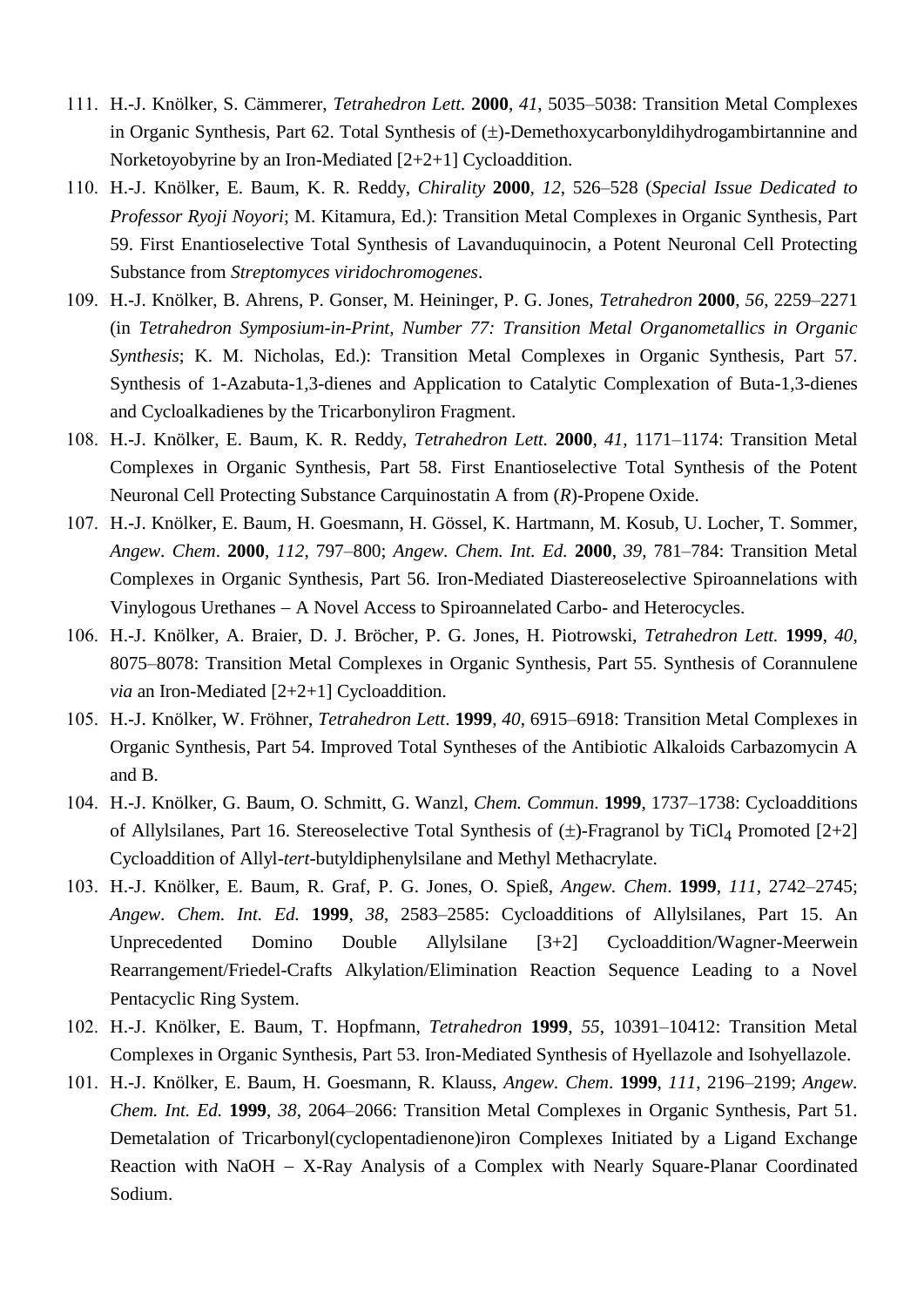111. H.-J. Knölker, S. Cämmerer, *Tetrahedron Lett.* **2000**, *41*, 5035–5038: Transition Metal Complexes in Organic Synthesis, Part 62. Total Synthesis of (±)-Demethoxycarbonyldihydrogambirtannine and Norketoyobyrine by an Iron-Mediated [2+2+1] Cycloaddition.

110. H.-J. Knölker, E. Baum, K. R. Reddy, *Chirality* **2000**, *12*, 526–528 (*Special Issue Dedicated to Professor Ryoji Noyori*; M. Kitamura, Ed.): Transition Metal Complexes in Organic Synthesis, Part 59. First Enantioselective Total Synthesis of Lavanduquinocin, a Potent Neuronal Cell Protecting Substance from *Streptomyces viridochromogenes*.

109. H.-J. Knölker, B. Ahrens, P. Gonser, M. Heininger, P. G. Jones, *Tetrahedron* **2000**, *56*, 2259–2271 (in *Tetrahedron Symposium-in-Print, Number 77: Transition Metal Organometallics in Organic Synthesis*; K. M. Nicholas, Ed.): Transition Metal Complexes in Organic Synthesis, Part 57. Synthesis of 1-Azabuta-1,3-dienes and Application to Catalytic Complexation of Buta-1,3-dienes and Cycloalkadienes by the Tricarbonyliron Fragment.

108. H.-J. Knölker, E. Baum, K. R. Reddy, *Tetrahedron Lett.* **2000**, *41*, 1171–1174: Transition Metal Complexes in Organic Synthesis, Part 58. First Enantioselective Total Synthesis of the Potent Neuronal Cell Protecting Substance Carquinostatin A from (*R*)-Propene Oxide.

107. H.-J. Knölker, E. Baum, H. Goesmann, H. Gössel, K. Hartmann, M. Kosub, U. Locher, T. Sommer, *Angew. Chem.* **2000**, *112*, 797–800; *Angew. Chem. Int. Ed.* **2000**, *39*, 781–784: Transition Metal Complexes in Organic Synthesis, Part 56. Iron-Mediated Diastereoselective Spiroannelations with Vinylogous Urethanes – A Novel Access to Spiroannelated Carbo- and Heterocycles.

106. H.-J. Knölker, A. Braier, D. J. Bröcher, P. G. Jones, H. Piotrowski, *Tetrahedron Lett.* **1999**, *40*, 8075–8078: Transition Metal Complexes in Organic Synthesis, Part 55. Synthesis of Corannulene *via* an Iron-Mediated [2+2+1] Cycloaddition.

105. H.-J. Knölker, W. Fröhner, *Tetrahedron Lett*. **1999**, *40*, 6915–6918: Transition Metal Complexes in Organic Synthesis, Part 54. Improved Total Syntheses of the Antibiotic Alkaloids Carbazomycin A and B.

104. H.-J. Knölker, G. Baum, O. Schmitt, G. Wanzl, *Chem. Commun*. **1999**, 1737–1738: Cycloadditions of Allylsilanes, Part 16. Stereoselective Total Synthesis of (±)-Fragranol by $TiCl_4$ Promoted [2+2] Cycloaddition of Allyl-*tert*-butyldiphenylsilane and Methyl Methacrylate.

103. H.-J. Knölker, E. Baum, R. Graf, P. G. Jones, O. Spieß, *Angew. Chem*. **1999**, *111*, 2742–2745; *Angew. Chem. Int. Ed.* **1999**, *38*, 2583–2585: Cycloadditions of Allylsilanes, Part 15. An Unprecedented Domino Double Allylsilane [3+2] Cycloaddition/Wagner-Meerwein Rearrangement/Friedel-Crafts Alkylation/Elimination Reaction Sequence Leading to a Novel Pentacyclic Ring System.

102. H.-J. Knölker, E. Baum, T. Hopfmann, *Tetrahedron* **1999**, *55*, 10391–10412: Transition Metal Complexes in Organic Synthesis, Part 53. Iron-Mediated Synthesis of Hyellazole and Isohyellazole.

101. H.-J. Knölker, E. Baum, H. Goesmann, R. Klauss, *Angew. Chem*. **1999**, *111*, 2196–2199; *Angew. Chem. Int. Ed.* **1999**, *38*, 2064–2066: Transition Metal Complexes in Organic Synthesis, Part 51. Demetalation of Tricarbonyl(cyclopentadienone)iron Complexes Initiated by a Ligand Exchange Reaction with NaOH – X-Ray Analysis of a Complex with Nearly Square-Planar Coordinated Sodium.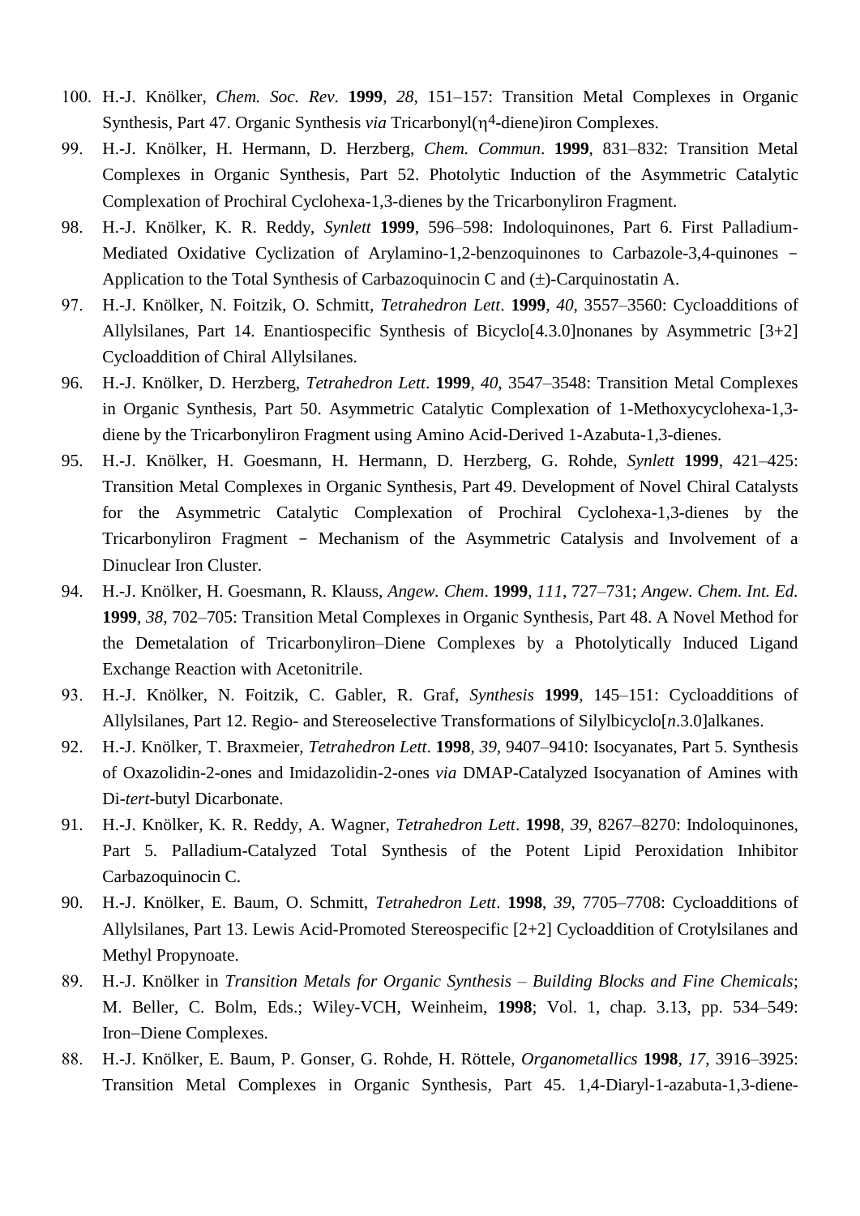100. H.-J. Knölker, *Chem. Soc. Rev*. **1999**, *28*, 151–157: Transition Metal Complexes in Organic Synthesis, Part 47. Organic Synthesis *via* Tricarbonyl($\eta^4$-diene)iron Complexes.

99. H.-J. Knölker, H. Hermann, D. Herzberg, *Chem. Commun*. **1999**, 831–832: Transition Metal Complexes in Organic Synthesis, Part 52. Photolytic Induction of the Asymmetric Catalytic Complexation of Prochiral Cyclohexa-1,3-dienes by the Tricarbonyliron Fragment.

98. H.-J. Knölker, K. R. Reddy, *Synlett* **1999**, 596–598: Indoloquinones, Part 6. First Palladium-Mediated Oxidative Cyclization of Arylamino-1,2-benzoquinones to Carbazole-3,4-quinones – Application to the Total Synthesis of Carbazoquinocin C and (±)-Carquinostatin A.

97. H.-J. Knölker, N. Foitzik, O. Schmitt, *Tetrahedron Lett*. **1999**, *40*, 3557–3560: Cycloadditions of Allylsilanes, Part 14. Enantiospecific Synthesis of Bicyclo[4.3.0]nonanes by Asymmetric [3+2] Cycloaddition of Chiral Allylsilanes.

96. H.-J. Knölker, D. Herzberg, *Tetrahedron Lett*. **1999**, *40*, 3547–3548: Transition Metal Complexes in Organic Synthesis, Part 50. Asymmetric Catalytic Complexation of 1-Methoxycyclohexa-1,3-diene by the Tricarbonyliron Fragment using Amino Acid-Derived 1-Azabuta-1,3-dienes.

95. H.-J. Knölker, H. Goesmann, H. Hermann, D. Herzberg, G. Rohde, *Synlett* **1999**, 421–425: Transition Metal Complexes in Organic Synthesis, Part 49. Development of Novel Chiral Catalysts for the Asymmetric Catalytic Complexation of Prochiral Cyclohexa-1,3-dienes by the Tricarbonyliron Fragment – Mechanism of the Asymmetric Catalysis and Involvement of a Dinuclear Iron Cluster.

94. H.-J. Knölker, H. Goesmann, R. Klauss, *Angew. Chem*. **1999**, *111*, 727–731; *Angew. Chem. Int. Ed.* **1999**, *38*, 702–705: Transition Metal Complexes in Organic Synthesis, Part 48. A Novel Method for the Demetalation of Tricarbonyliron–Diene Complexes by a Photolytically Induced Ligand Exchange Reaction with Acetonitrile.

93. H.-J. Knölker, N. Foitzik, C. Gabler, R. Graf, *Synthesis* **1999**, 145–151: Cycloadditions of Allylsilanes, Part 12. Regio- and Stereoselective Transformations of Silylbicyclo[*n*.3.0]alkanes.

92. H.-J. Knölker, T. Braxmeier, *Tetrahedron Lett*. **1998**, *39*, 9407–9410: Isocyanates, Part 5. Synthesis of Oxazolidin-2-ones and Imidazolidin-2-ones *via* DMAP-Catalyzed Isocyanation of Amines with Di-*tert*-butyl Dicarbonate.

91. H.-J. Knölker, K. R. Reddy, A. Wagner, *Tetrahedron Lett*. **1998**, *39*, 8267–8270: Indoloquinones, Part 5. Palladium-Catalyzed Total Synthesis of the Potent Lipid Peroxidation Inhibitor Carbazoquinocin C.

90. H.-J. Knölker, E. Baum, O. Schmitt, *Tetrahedron Lett*. **1998**, *39*, 7705–7708: Cycloadditions of Allylsilanes, Part 13. Lewis Acid-Promoted Stereospecific [2+2] Cycloaddition of Crotylsilanes and Methyl Propynoate.

89. H.-J. Knölker in *Transition Metals for Organic Synthesis – Building Blocks and Fine Chemicals*; M. Beller, C. Bolm, Eds.; Wiley-VCH, Weinheim, **1998**; Vol. 1, chap. 3.13, pp. 534–549: Iron–Diene Complexes.

88. H.-J. Knölker, E. Baum, P. Gonser, G. Rohde, H. Röttele, *Organometallics* **1998**, *17*, 3916–3925: Transition Metal Complexes in Organic Synthesis, Part 45. 1,4-Diaryl-1-azabuta-1,3-diene-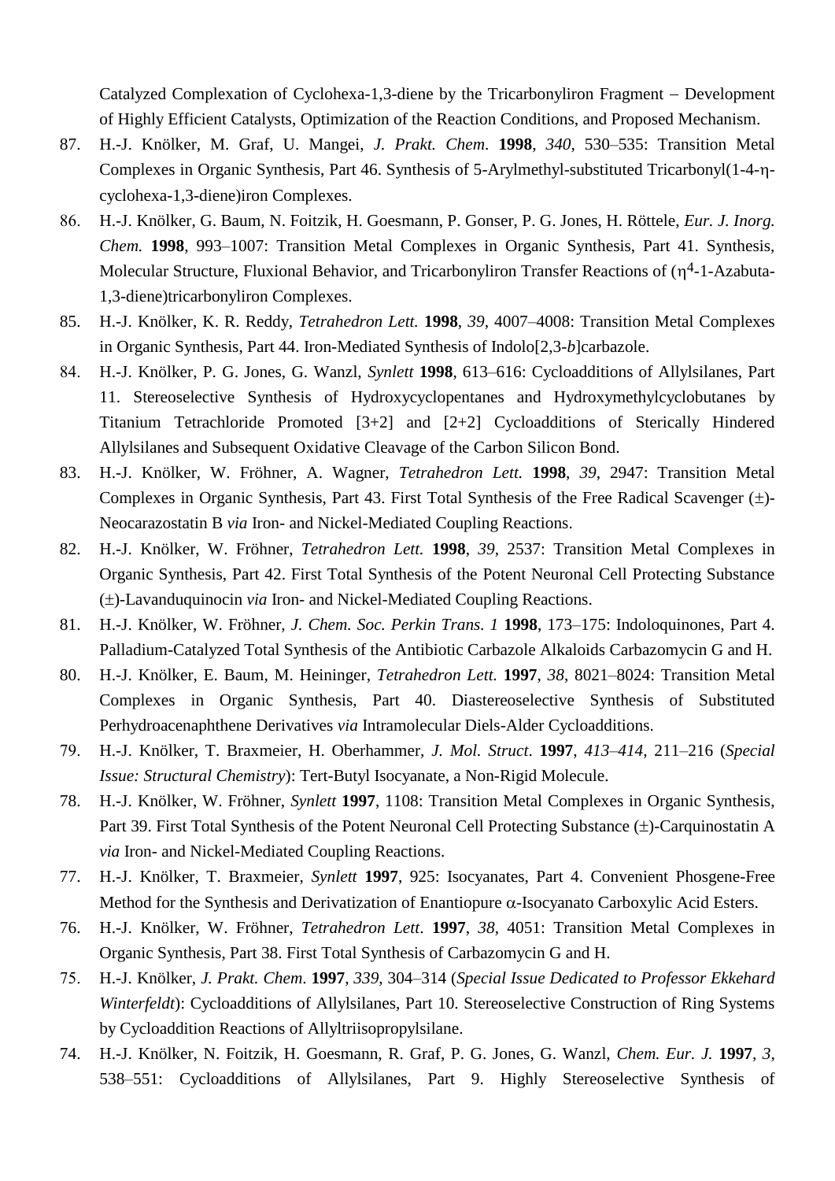Catalyzed Complexation of Cyclohexa-1,3-diene by the Tricarbonyliron Fragment – Development of Highly Efficient Catalysts, Optimization of the Reaction Conditions, and Proposed Mechanism.

87. H.-J. Knölker, M. Graf, U. Mangei, *J. Prakt. Chem*. **1998**, *340*, 530–535: Transition Metal Complexes in Organic Synthesis, Part 46. Synthesis of 5-Arylmethyl-substituted Tricarbonyl(1-4-η-cyclohexa-1,3-diene)iron Complexes.
86. H.-J. Knölker, G. Baum, N. Foitzik, H. Goesmann, P. Gonser, P. G. Jones, H. Röttele, *Eur. J. Inorg. Chem.* **1998**, 993–1007: Transition Metal Complexes in Organic Synthesis, Part 41. Synthesis, Molecular Structure, Fluxional Behavior, and Tricarbonyliron Transfer Reactions of ($\eta^4$-1-Azabuta-1,3-diene)tricarbonyliron Complexes.
85. H.-J. Knölker, K. R. Reddy, *Tetrahedron Lett.* **1998**, *39*, 4007–4008: Transition Metal Complexes in Organic Synthesis, Part 44. Iron-Mediated Synthesis of Indolo[2,3-*b*]carbazole.
84. H.-J. Knölker, P. G. Jones, G. Wanzl, *Synlett* **1998**, 613–616: Cycloadditions of Allylsilanes, Part 11. Stereoselective Synthesis of Hydroxycyclopentanes and Hydroxymethylcyclobutanes by Titanium Tetrachloride Promoted [3+2] and [2+2] Cycloadditions of Sterically Hindered Allylsilanes and Subsequent Oxidative Cleavage of the Carbon Silicon Bond.
83. H.-J. Knölker, W. Fröhner, A. Wagner, *Tetrahedron Lett.* **1998**, *39*, 2947: Transition Metal Complexes in Organic Synthesis, Part 43. First Total Synthesis of the Free Radical Scavenger (±)-Neocarazostatin B *via* Iron- and Nickel-Mediated Coupling Reactions.
82. H.-J. Knölker, W. Fröhner, *Tetrahedron Lett.* **1998**, *39*, 2537: Transition Metal Complexes in Organic Synthesis, Part 42. First Total Synthesis of the Potent Neuronal Cell Protecting Substance (±)-Lavanduquinocin *via* Iron- and Nickel-Mediated Coupling Reactions.
81. H.-J. Knölker, W. Fröhner, *J. Chem. Soc. Perkin Trans. 1* **1998**, 173–175: Indoloquinones, Part 4. Palladium-Catalyzed Total Synthesis of the Antibiotic Carbazole Alkaloids Carbazomycin G and H.
80. H.-J. Knölker, E. Baum, M. Heininger, *Tetrahedron Lett.* **1997**, *38*, 8021–8024: Transition Metal Complexes in Organic Synthesis, Part 40. Diastereoselective Synthesis of Substituted Perhydroacenaphthene Derivatives *via* Intramolecular Diels-Alder Cycloadditions.
79. H.-J. Knölker, T. Braxmeier, H. Oberhammer, *J. Mol. Struct*. **1997**, *413–414*, 211–216 (*Special Issue: Structural Chemistry*): Tert-Butyl Isocyanate, a Non-Rigid Molecule.
78. H.-J. Knölker, W. Fröhner, *Synlett* **1997**, 1108: Transition Metal Complexes in Organic Synthesis, Part 39. First Total Synthesis of the Potent Neuronal Cell Protecting Substance (±)-Carquinostatin A *via* Iron- and Nickel-Mediated Coupling Reactions.
77. H.-J. Knölker, T. Braxmeier, *Synlett* **1997**, 925: Isocyanates, Part 4. Convenient Phosgene-Free Method for the Synthesis and Derivatization of Enantiopure α-Isocyanato Carboxylic Acid Esters.
76. H.-J. Knölker, W. Fröhner, *Tetrahedron Lett*. **1997**, *38*, 4051: Transition Metal Complexes in Organic Synthesis, Part 38. First Total Synthesis of Carbazomycin G and H.
75. H.-J. Knölker, *J. Prakt. Chem*. **1997**, *339*, 304–314 (*Special Issue Dedicated to Professor Ekkehard Winterfeldt*): Cycloadditions of Allylsilanes, Part 10. Stereoselective Construction of Ring Systems by Cycloaddition Reactions of Allyltriisopropylsilane.
74. H.-J. Knölker, N. Foitzik, H. Goesmann, R. Graf, P. G. Jones, G. Wanzl, *Chem. Eur. J.* **1997**, *3*, 538–551: Cycloadditions of Allylsilanes, Part 9. Highly Stereoselective Synthesis of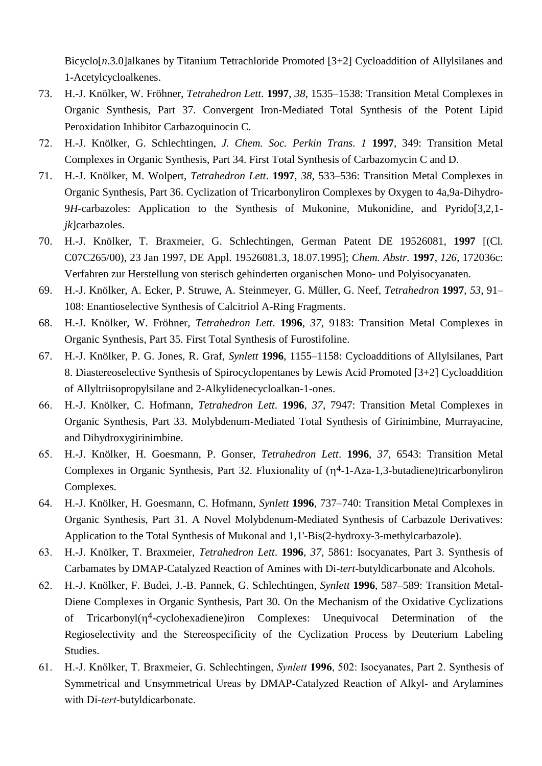Bicyclo[*n*.3.0]alkanes by Titanium Tetrachloride Promoted [3+2] Cycloaddition of Allylsilanes and 1-Acetylcycloalkenes.

73. H.-J. Knölker, W. Fröhner, *Tetrahedron Lett*. **1997**, *38*, 1535–1538: Transition Metal Complexes in Organic Synthesis, Part 37. Convergent Iron-Mediated Total Synthesis of the Potent Lipid Peroxidation Inhibitor Carbazoquinocin C.
72. H.-J. Knölker, G. Schlechtingen, *J. Chem. Soc. Perkin Trans. 1* **1997**, 349: Transition Metal Complexes in Organic Synthesis, Part 34. First Total Synthesis of Carbazomycin C and D.
71. H.-J. Knölker, M. Wolpert, *Tetrahedron Lett*. **1997**, *38*, 533–536: Transition Metal Complexes in Organic Synthesis, Part 36. Cyclization of Tricarbonyliron Complexes by Oxygen to 4a,9a-Dihydro-9*H*-carbazoles: Application to the Synthesis of Mukonine, Mukonidine, and Pyrido[3,2,1-*jk*]carbazoles.
70. H.-J. Knölker, T. Braxmeier, G. Schlechtingen, German Patent DE 19526081, **1997** [(Cl. C07C265/00), 23 Jan 1997, DE Appl. 19526081.3, 18.07.1995]; *Chem. Abstr.* **1997**, *126*, 172036c: Verfahren zur Herstellung von sterisch gehinderten organischen Mono- und Polyisocyanaten.
69. H.-J. Knölker, A. Ecker, P. Struwe, A. Steinmeyer, G. Müller, G. Neef, *Tetrahedron* **1997**, *53*, 91–108: Enantioselective Synthesis of Calcitriol A-Ring Fragments.
68. H.-J. Knölker, W. Fröhner, *Tetrahedron Lett*. **1996**, *37*, 9183: Transition Metal Complexes in Organic Synthesis, Part 35. First Total Synthesis of Furostifoline.
67. H.-J. Knölker, P. G. Jones, R. Graf, *Synlett* **1996**, 1155–1158: Cycloadditions of Allylsilanes, Part 8. Diastereoselective Synthesis of Spirocyclopentanes by Lewis Acid Promoted [3+2] Cycloaddition of Allyltriisopropylsilane and 2-Alkylidenecycloalkan-1-ones.
66. H.-J. Knölker, C. Hofmann, *Tetrahedron Lett*. **1996**, *37*, 7947: Transition Metal Complexes in Organic Synthesis, Part 33. Molybdenum-Mediated Total Synthesis of Girinimbine, Murrayacine, and Dihydroxygirinimbine.
65. H.-J. Knölker, H. Goesmann, P. Gonser, *Tetrahedron Lett*. **1996**, *37*, 6543: Transition Metal Complexes in Organic Synthesis, Part 32. Fluxionality of ($\eta^4$-1-Aza-1,3-butadiene)tricarbonyliron Complexes.
64. H.-J. Knölker, H. Goesmann, C. Hofmann, *Synlett* **1996**, 737–740: Transition Metal Complexes in Organic Synthesis, Part 31. A Novel Molybdenum-Mediated Synthesis of Carbazole Derivatives: Application to the Total Synthesis of Mukonal and 1,1'-Bis(2-hydroxy-3-methylcarbazole).
63. H.-J. Knölker, T. Braxmeier, *Tetrahedron Lett*. **1996**, *37*, 5861: Isocyanates, Part 3. Synthesis of Carbamates by DMAP-Catalyzed Reaction of Amines with Di-*tert*-butyldicarbonate and Alcohols.
62. H.-J. Knölker, F. Budei, J.-B. Pannek, G. Schlechtingen, *Synlett* **1996**, 587–589: Transition Metal-Diene Complexes in Organic Synthesis, Part 30. On the Mechanism of the Oxidative Cyclizations of Tricarbonyl($\eta^4$-cyclohexadiene)iron Complexes: Unequivocal Determination of the Regioselectivity and the Stereospecificity of the Cyclization Process by Deuterium Labeling Studies.
61. H.-J. Knölker, T. Braxmeier, G. Schlechtingen, *Synlett* **1996**, 502: Isocyanates, Part 2. Synthesis of Symmetrical and Unsymmetrical Ureas by DMAP-Catalyzed Reaction of Alkyl- and Arylamines with Di-*tert*-butyldicarbonate.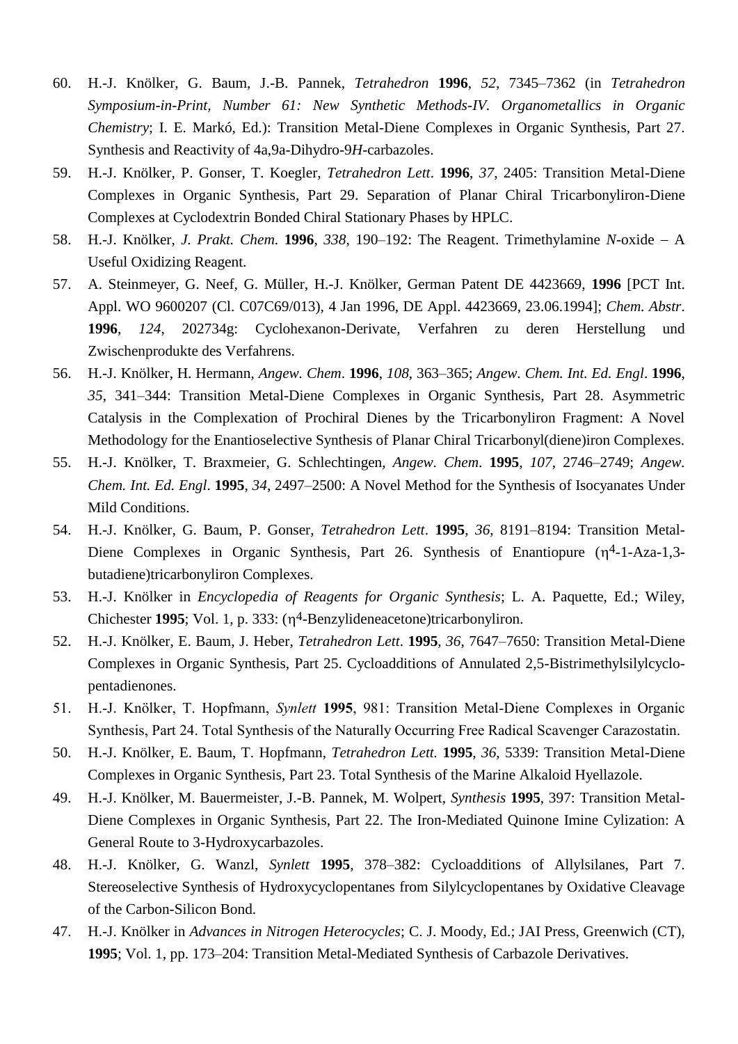60. H.-J. Knölker, G. Baum, J.-B. Pannek, *Tetrahedron* **1996**, *52*, 7345–7362 (in *Tetrahedron Symposium-in-Print, Number 61: New Synthetic Methods-IV. Organometallics in Organic Chemistry*; I. E. Markó, Ed.): Transition Metal-Diene Complexes in Organic Synthesis, Part 27. Synthesis and Reactivity of 4a,9a-Dihydro-9*H*-carbazoles.
59. H.-J. Knölker, P. Gonser, T. Koegler, *Tetrahedron Lett*. **1996**, *37*, 2405: Transition Metal-Diene Complexes in Organic Synthesis, Part 29. Separation of Planar Chiral Tricarbonyliron-Diene Complexes at Cyclodextrin Bonded Chiral Stationary Phases by HPLC.
58. H.-J. Knölker, *J. Prakt. Chem*. **1996**, *338*, 190–192: The Reagent. Trimethylamine *N*-oxide – A Useful Oxidizing Reagent.
57. A. Steinmeyer, G. Neef, G. Müller, H.-J. Knölker, German Patent DE 4423669, **1996** [PCT Int. Appl. WO 9600207 (Cl. C07C69/013), 4 Jan 1996, DE Appl. 4423669, 23.06.1994]; *Chem. Abstr*. **1996**, *124*, 202734g: Cyclohexanon-Derivate, Verfahren zu deren Herstellung und Zwischenprodukte des Verfahrens.
56. H.-J. Knölker, H. Hermann, *Angew. Chem*. **1996**, *108*, 363–365; *Angew. Chem. Int. Ed. Engl*. **1996**, *35*, 341–344: Transition Metal-Diene Complexes in Organic Synthesis, Part 28. Asymmetric Catalysis in the Complexation of Prochiral Dienes by the Tricarbonyliron Fragment: A Novel Methodology for the Enantioselective Synthesis of Planar Chiral Tricarbonyl(diene)iron Complexes.
55. H.-J. Knölker, T. Braxmeier, G. Schlechtingen, *Angew. Chem*. **1995**, *107*, 2746–2749; *Angew. Chem. Int. Ed. Engl*. **1995**, *34*, 2497–2500: A Novel Method for the Synthesis of Isocyanates Under Mild Conditions.
54. H.-J. Knölker, G. Baum, P. Gonser, *Tetrahedron Lett*. **1995**, *36*, 8191–8194: Transition Metal-Diene Complexes in Organic Synthesis, Part 26. Synthesis of Enantiopure ($\eta^4$-1-Aza-1,3-butadiene)tricarbonyliron Complexes.
53. H.-J. Knölker in *Encyclopedia of Reagents for Organic Synthesis*; L. A. Paquette, Ed.; Wiley, Chichester **1995**; Vol. 1, p. 333: ($\eta^4$-Benzylideneacetone)tricarbonyliron.
52. H.-J. Knölker, E. Baum, J. Heber, *Tetrahedron Lett*. **1995**, *36*, 7647–7650: Transition Metal-Diene Complexes in Organic Synthesis, Part 25. Cycloadditions of Annulated 2,5-Bistrimethylsilylcyclopentadienones.
51. H.-J. Knölker, T. Hopfmann, *Synlett* **1995**, 981: Transition Metal-Diene Complexes in Organic Synthesis, Part 24. Total Synthesis of the Naturally Occurring Free Radical Scavenger Carazostatin.
50. H.-J. Knölker, E. Baum, T. Hopfmann, *Tetrahedron Lett.* **1995**, *36*, 5339: Transition Metal-Diene Complexes in Organic Synthesis, Part 23. Total Synthesis of the Marine Alkaloid Hyellazole.
49. H.-J. Knölker, M. Bauermeister, J.-B. Pannek, M. Wolpert, *Synthesis* **1995**, 397: Transition Metal-Diene Complexes in Organic Synthesis, Part 22. The Iron-Mediated Quinone Imine Cylization: A General Route to 3-Hydroxycarbazoles.
48. H.-J. Knölker, G. Wanzl, *Synlett* **1995**, 378–382: Cycloadditions of Allylsilanes, Part 7. Stereoselective Synthesis of Hydroxycyclopentanes from Silylcyclopentanes by Oxidative Cleavage of the Carbon-Silicon Bond.
47. H.-J. Knölker in *Advances in Nitrogen Heterocycles*; C. J. Moody, Ed.; JAI Press, Greenwich (CT), **1995**; Vol. 1, pp. 173–204: Transition Metal-Mediated Synthesis of Carbazole Derivatives.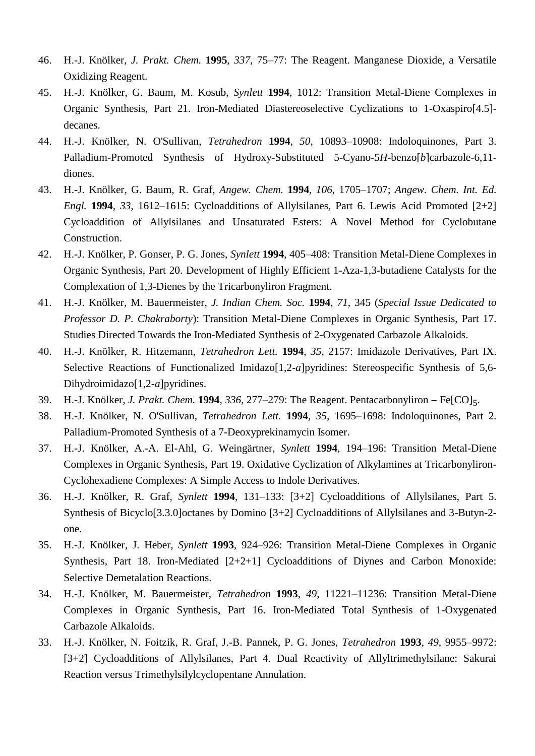46. H.-J. Knölker, *J. Prakt. Chem.* **1995**, *337*, 75–77: The Reagent. Manganese Dioxide, a Versatile Oxidizing Reagent.
45. H.-J. Knölker, G. Baum, M. Kosub, *Synlett* **1994**, 1012: Transition Metal-Diene Complexes in Organic Synthesis, Part 21. Iron-Mediated Diastereoselective Cyclizations to 1-Oxaspiro[4.5]-decanes.
44. H.-J. Knölker, N. O'Sullivan, *Tetrahedron* **1994**, *50*, 10893–10908: Indoloquinones, Part 3. Palladium-Promoted Synthesis of Hydroxy-Substituted 5-Cyano-5*H*-benzo[*b*]carbazole-6,11-diones.
43. H.-J. Knölker, G. Baum, R. Graf, *Angew. Chem.* **1994**, *106*, 1705–1707; *Angew. Chem. Int. Ed. Engl.* **1994**, *33*, 1612–1615: Cycloadditions of Allylsilanes, Part 6. Lewis Acid Promoted [2+2] Cycloaddition of Allylsilanes and Unsaturated Esters: A Novel Method for Cyclobutane Construction.
42. H.-J. Knölker, P. Gonser, P. G. Jones, *Synlett* **1994**, 405–408: Transition Metal-Diene Complexes in Organic Synthesis, Part 20. Development of Highly Efficient 1-Aza-1,3-butadiene Catalysts for the Complexation of 1,3-Dienes by the Tricarbonyliron Fragment.
41. H.-J. Knölker, M. Bauermeister, *J. Indian Chem. Soc.* **1994**, *71*, 345 (*Special Issue Dedicated to Professor D. P. Chakraborty*): Transition Metal-Diene Complexes in Organic Synthesis, Part 17. Studies Directed Towards the Iron-Mediated Synthesis of 2-Oxygenated Carbazole Alkaloids.
40. H.-J. Knölker, R. Hitzemann, *Tetrahedron Lett.* **1994**, *35*, 2157: Imidazole Derivatives, Part IX. Selective Reactions of Functionalized Imidazo[1,2-*a*]pyridines: Stereospecific Synthesis of 5,6-Dihydroimidazo[1,2-*a*]pyridines.
39. H.-J. Knölker, *J. Prakt. Chem.* **1994**, *336*, 277–279: The Reagent. Pentacarbonyliron – $Fe[CO]_5$.
38. H.-J. Knölker, N. O'Sullivan, *Tetrahedron Lett.* **1994**, *35*, 1695–1698: Indoloquinones, Part 2. Palladium-Promoted Synthesis of a 7-Deoxyprekinamycin Isomer.
37. H.-J. Knölker, A.-A. El-Ahl, G. Weingärtner, *Synlett* **1994**, 194–196: Transition Metal-Diene Complexes in Organic Synthesis, Part 19. Oxidative Cyclization of Alkylamines at Tricarbonyliron-Cyclohexadiene Complexes: A Simple Access to Indole Derivatives.
36. H.-J. Knölker, R. Graf, *Synlett* **1994**, 131–133: [3+2] Cycloadditions of Allylsilanes, Part 5. Synthesis of Bicyclo[3.3.0]octanes by Domino [3+2] Cycloadditions of Allylsilanes and 3-Butyn-2-one.
35. H.-J. Knölker, J. Heber, *Synlett* **1993**, 924–926: Transition Metal-Diene Complexes in Organic Synthesis, Part 18. Iron-Mediated [2+2+1] Cycloadditions of Diynes and Carbon Monoxide: Selective Demetalation Reactions.
34. H.-J. Knölker, M. Bauermeister, *Tetrahedron* **1993**, *49*, 11221–11236: Transition Metal-Diene Complexes in Organic Synthesis, Part 16. Iron-Mediated Total Synthesis of 1-Oxygenated Carbazole Alkaloids.
33. H.-J. Knölker, N. Foitzik, R. Graf, J.-B. Pannek, P. G. Jones, *Tetrahedron* **1993**, *49*, 9955–9972: [3+2] Cycloadditions of Allylsilanes, Part 4. Dual Reactivity of Allyltrimethylsilane: Sakurai Reaction versus Trimethylsilylcyclopentane Annulation.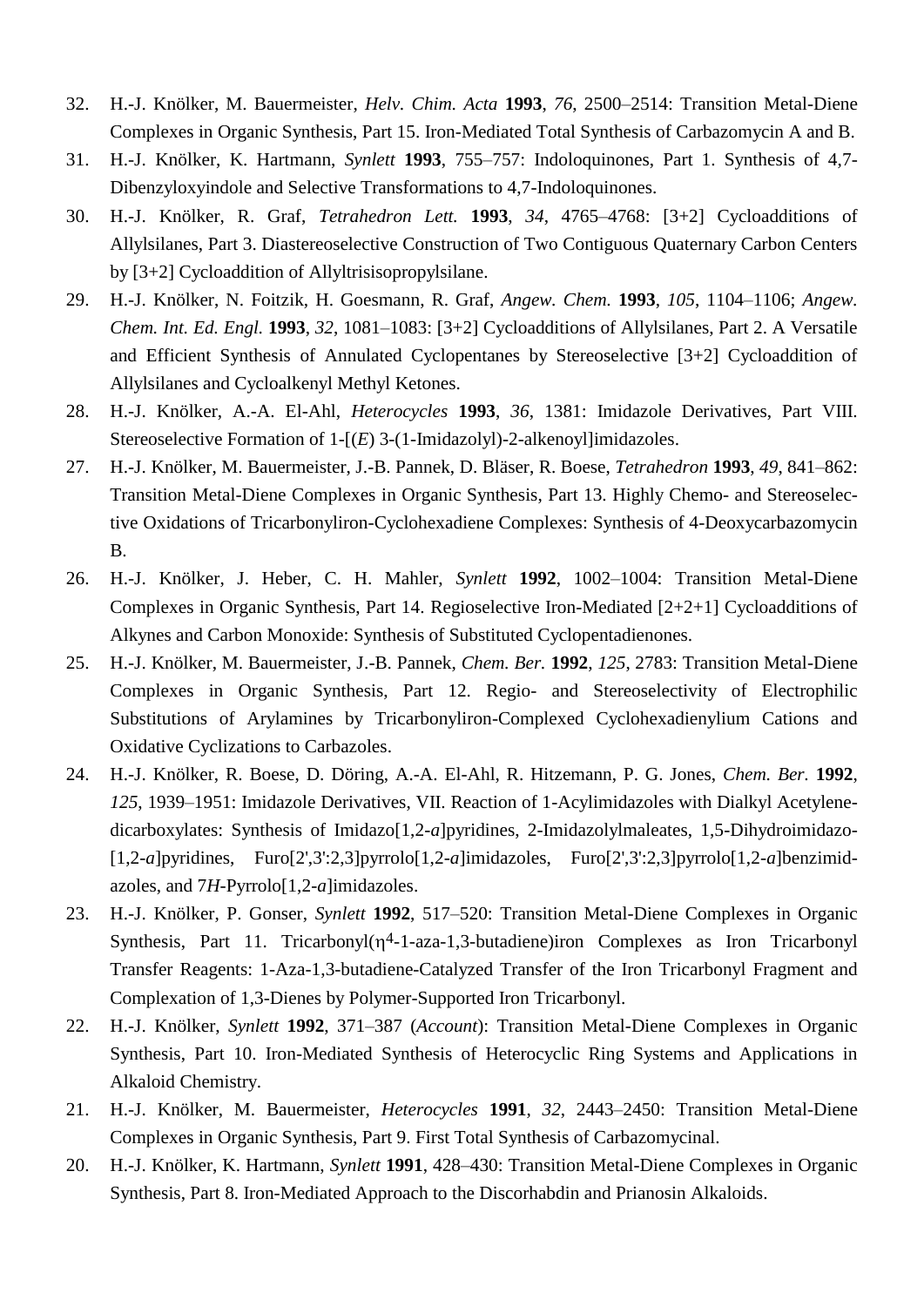32. H.-J. Knölker, M. Bauermeister, *Helv. Chim. Acta* **1993**, *76*, 2500–2514: Transition Metal-Diene Complexes in Organic Synthesis, Part 15. Iron-Mediated Total Synthesis of Carbazomycin A and B.
31. H.-J. Knölker, K. Hartmann, *Synlett* **1993**, 755–757: Indoloquinones, Part 1. Synthesis of 4,7-Dibenzyloxyindole and Selective Transformations to 4,7-Indoloquinones.
30. H.-J. Knölker, R. Graf, *Tetrahedron Lett.* **1993**, *34*, 4765–4768: [3+2] Cycloadditions of Allylsilanes, Part 3. Diastereoselective Construction of Two Contiguous Quaternary Carbon Centers by [3+2] Cycloaddition of Allyltrisisopropylsilane.
29. H.-J. Knölker, N. Foitzik, H. Goesmann, R. Graf, *Angew. Chem.* **1993**, *105*, 1104–1106; *Angew. Chem. Int. Ed. Engl.* **1993**, *32*, 1081–1083: [3+2] Cycloadditions of Allylsilanes, Part 2. A Versatile and Efficient Synthesis of Annulated Cyclopentanes by Stereoselective [3+2] Cycloaddition of Allylsilanes and Cycloalkenyl Methyl Ketones.
28. H.-J. Knölker, A.-A. El-Ahl, *Heterocycles* **1993**, *36*, 1381: Imidazole Derivatives, Part VIII. Stereoselective Formation of 1-[(*E*) 3-(1-Imidazolyl)-2-alkenoyl]imidazoles.
27. H.-J. Knölker, M. Bauermeister, J.-B. Pannek, D. Bläser, R. Boese, *Tetrahedron* **1993**, *49*, 841–862: Transition Metal-Diene Complexes in Organic Synthesis, Part 13. Highly Chemo- and Stereoselective Oxidations of Tricarbonyliron-Cyclohexadiene Complexes: Synthesis of 4-Deoxycarbazomycin B.
26. H.-J. Knölker, J. Heber, C. H. Mahler, *Synlett* **1992**, 1002–1004: Transition Metal-Diene Complexes in Organic Synthesis, Part 14. Regioselective Iron-Mediated [2+2+1] Cycloadditions of Alkynes and Carbon Monoxide: Synthesis of Substituted Cyclopentadienones.
25. H.-J. Knölker, M. Bauermeister, J.-B. Pannek, *Chem. Ber.* **1992**, *125*, 2783: Transition Metal-Diene Complexes in Organic Synthesis, Part 12. Regio- and Stereoselectivity of Electrophilic Substitutions of Arylamines by Tricarbonyliron-Complexed Cyclohexadienylium Cations and Oxidative Cyclizations to Carbazoles.
24. H.-J. Knölker, R. Boese, D. Döring, A.-A. El-Ahl, R. Hitzemann, P. G. Jones, *Chem. Ber.* **1992**, *125*, 1939–1951: Imidazole Derivatives, VII. Reaction of 1-Acylimidazoles with Dialkyl Acetylenedicarboxylates: Synthesis of Imidazo[1,2-*a*]pyridines, 2-Imidazolylmaleates, 1,5-Dihydroimidazo-[1,2-*a*]pyridines, Furo[2',3':2,3]pyrrolo[1,2-*a*]imidazoles, Furo[2',3':2,3]pyrrolo[1,2-*a*]benzimidazoles, and 7*H*-Pyrrolo[1,2-*a*]imidazoles.
23. H.-J. Knölker, P. Gonser, *Synlett* **1992**, 517–520: Transition Metal-Diene Complexes in Organic Synthesis, Part 11. Tricarbonyl($\eta^4$-1-aza-1,3-butadiene)iron Complexes as Iron Tricarbonyl Transfer Reagents: 1-Aza-1,3-butadiene-Catalyzed Transfer of the Iron Tricarbonyl Fragment and Complexation of 1,3-Dienes by Polymer-Supported Iron Tricarbonyl.
22. H.-J. Knölker, *Synlett* **1992**, 371–387 (*Account*): Transition Metal-Diene Complexes in Organic Synthesis, Part 10. Iron-Mediated Synthesis of Heterocyclic Ring Systems and Applications in Alkaloid Chemistry.
21. H.-J. Knölker, M. Bauermeister, *Heterocycles* **1991**, *32*, 2443–2450: Transition Metal-Diene Complexes in Organic Synthesis, Part 9. First Total Synthesis of Carbazomycinal.
20. H.-J. Knölker, K. Hartmann, *Synlett* **1991**, 428–430: Transition Metal-Diene Complexes in Organic Synthesis, Part 8. Iron-Mediated Approach to the Discorhabdin and Prianosin Alkaloids.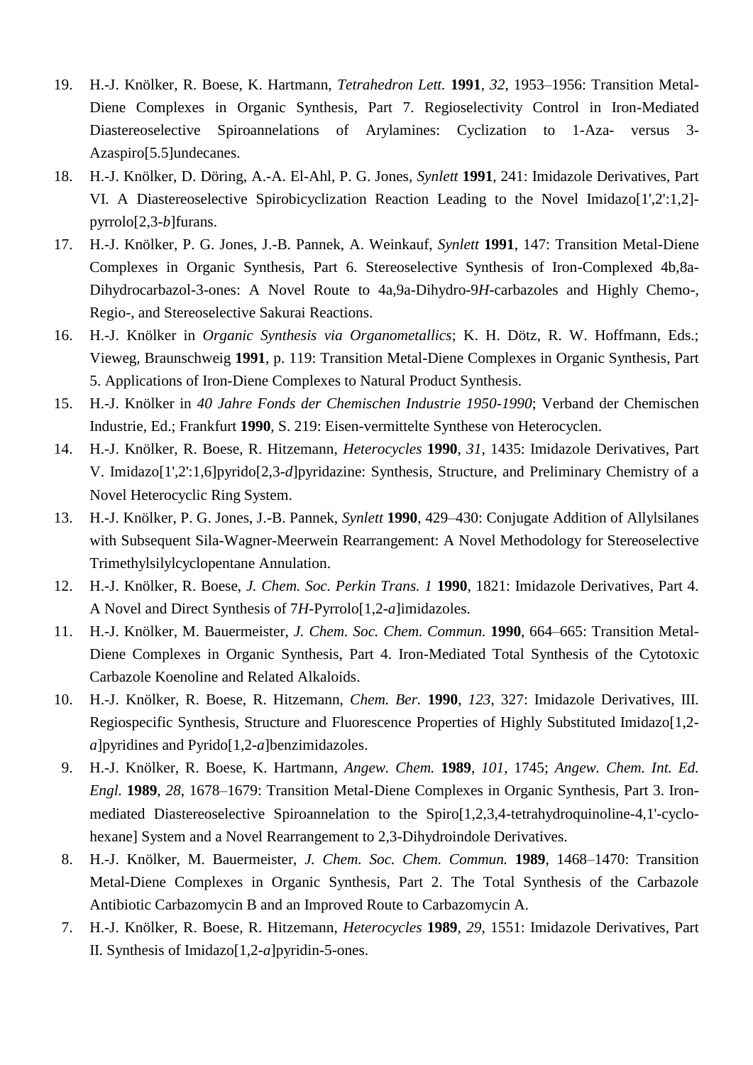19. H.-J. Knölker, R. Boese, K. Hartmann, *Tetrahedron Lett.* **1991**, *32*, 1953–1956: Transition Metal-Diene Complexes in Organic Synthesis, Part 7. Regioselectivity Control in Iron-Mediated Diastereoselective Spiroannelations of Arylamines: Cyclization to 1-Aza- versus 3-Azaspiro[5.5]undecanes.
18. H.-J. Knölker, D. Döring, A.-A. El-Ahl, P. G. Jones, *Synlett* **1991**, 241: Imidazole Derivatives, Part VI. A Diastereoselective Spirobicyclization Reaction Leading to the Novel Imidazo[1',2':1,2]-pyrrolo[2,3-*b*]furans.
17. H.-J. Knölker, P. G. Jones, J.-B. Pannek, A. Weinkauf, *Synlett* **1991**, 147: Transition Metal-Diene Complexes in Organic Synthesis, Part 6. Stereoselective Synthesis of Iron-Complexed 4b,8a-Dihydrocarbazol-3-ones: A Novel Route to 4a,9a-Dihydro-9*H*-carbazoles and Highly Chemo-, Regio-, and Stereoselective Sakurai Reactions.
16. H.-J. Knölker in *Organic Synthesis via Organometallics*; K. H. Dötz, R. W. Hoffmann, Eds.; Vieweg, Braunschweig **1991**, p. 119: Transition Metal-Diene Complexes in Organic Synthesis, Part 5. Applications of Iron-Diene Complexes to Natural Product Synthesis.
15. H.-J. Knölker in *40 Jahre Fonds der Chemischen Industrie 1950-1990*; Verband der Chemischen Industrie, Ed.; Frankfurt **1990**, S. 219: Eisen-vermittelte Synthese von Heterocyclen.
14. H.-J. Knölker, R. Boese, R. Hitzemann, *Heterocycles* **1990**, *31*, 1435: Imidazole Derivatives, Part V. Imidazo[1',2':1,6]pyrido[2,3-*d*]pyridazine: Synthesis, Structure, and Preliminary Chemistry of a Novel Heterocyclic Ring System.
13. H.-J. Knölker, P. G. Jones, J.-B. Pannek, *Synlett* **1990**, 429–430: Conjugate Addition of Allylsilanes with Subsequent Sila-Wagner-Meerwein Rearrangement: A Novel Methodology for Stereoselective Trimethylsilylcyclopentane Annulation.
12. H.-J. Knölker, R. Boese, *J. Chem. Soc. Perkin Trans. 1* **1990**, 1821: Imidazole Derivatives, Part 4. A Novel and Direct Synthesis of 7*H*-Pyrrolo[1,2-*a*]imidazoles.
11. H.-J. Knölker, M. Bauermeister, *J. Chem. Soc. Chem. Commun.* **1990**, 664–665: Transition Metal-Diene Complexes in Organic Synthesis, Part 4. Iron-Mediated Total Synthesis of the Cytotoxic Carbazole Koenoline and Related Alkaloids.
10. H.-J. Knölker, R. Boese, R. Hitzemann, *Chem. Ber.* **1990**, *123*, 327: Imidazole Derivatives, III. Regiospecific Synthesis, Structure and Fluorescence Properties of Highly Substituted Imidazo[1,2-*a*]pyridines and Pyrido[1,2-*a*]benzimidazoles.
9. H.-J. Knölker, R. Boese, K. Hartmann, *Angew. Chem.* **1989**, *101*, 1745; *Angew. Chem. Int. Ed. Engl.* **1989**, *28*, 1678–1679: Transition Metal-Diene Complexes in Organic Synthesis, Part 3. Iron-mediated Diastereoselective Spiroannelation to the Spiro[1,2,3,4-tetrahydroquinoline-4,1'-cyclohexane] System and a Novel Rearrangement to 2,3-Dihydroindole Derivatives.
8. H.-J. Knölker, M. Bauermeister, *J. Chem. Soc. Chem. Commun.* **1989**, 1468–1470: Transition Metal-Diene Complexes in Organic Synthesis, Part 2. The Total Synthesis of the Carbazole Antibiotic Carbazomycin B and an Improved Route to Carbazomycin A.
7. H.-J. Knölker, R. Boese, R. Hitzemann, *Heterocycles* **1989**, *29*, 1551: Imidazole Derivatives, Part II. Synthesis of Imidazo[1,2-*a*]pyridin-5-ones.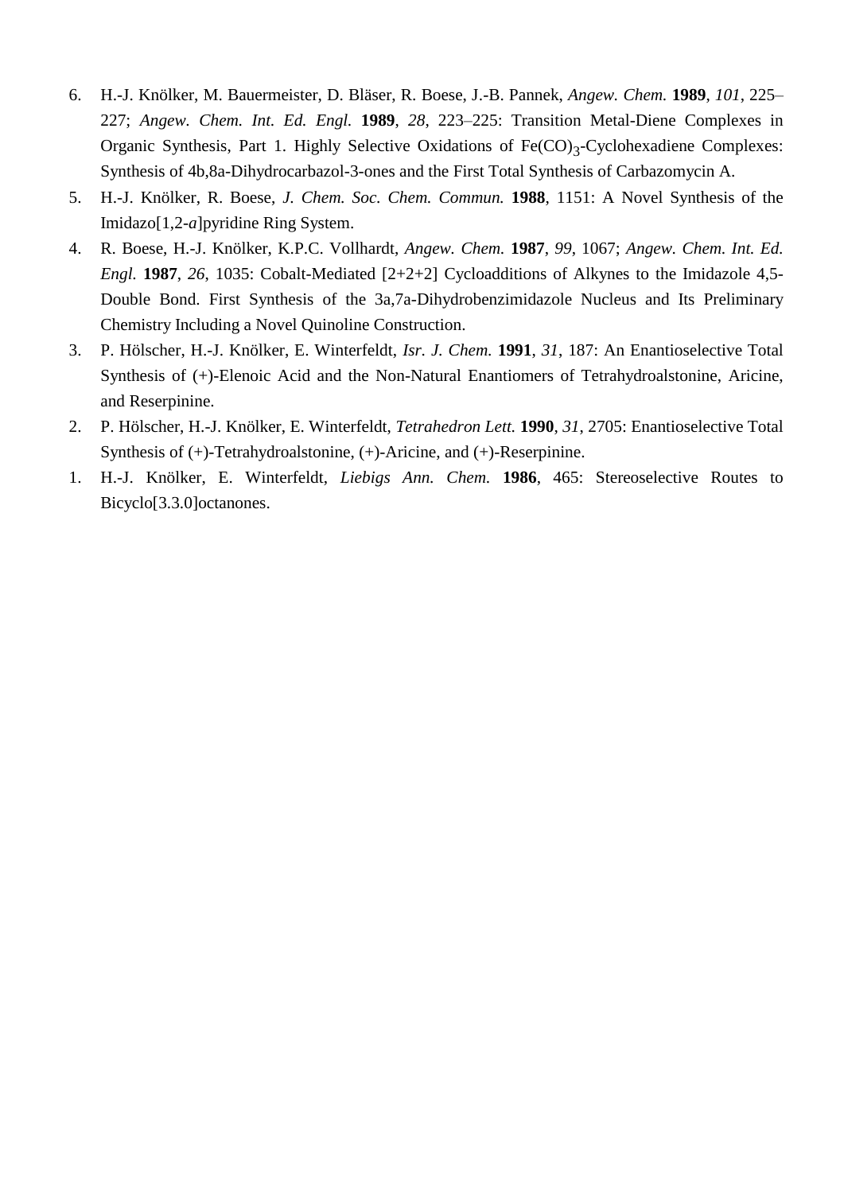6. H.-J. Knölker, M. Bauermeister, D. Bläser, R. Boese, J.-B. Pannek, *Angew. Chem.* **1989**, *101*, 225–227; *Angew. Chem. Int. Ed. Engl.* **1989**, *28*, 223–225: Transition Metal-Diene Complexes in Organic Synthesis, Part 1. Highly Selective Oxidations of $Fe(CO)_3$-Cyclohexadiene Complexes: Synthesis of 4b,8a-Dihydrocarbazol-3-ones and the First Total Synthesis of Carbazomycin A.
5. H.-J. Knölker, R. Boese, *J. Chem. Soc. Chem. Commun.* **1988**, 1151: A Novel Synthesis of the Imidazo[1,2-*a*]pyridine Ring System.
4. R. Boese, H.-J. Knölker, K.P.C. Vollhardt, *Angew. Chem.* **1987**, *99*, 1067; *Angew. Chem. Int. Ed. Engl.* **1987**, *26*, 1035: Cobalt-Mediated [2+2+2] Cycloadditions of Alkynes to the Imidazole 4,5-Double Bond. First Synthesis of the 3a,7a-Dihydrobenzimidazole Nucleus and Its Preliminary Chemistry Including a Novel Quinoline Construction.
3. P. Hölscher, H.-J. Knölker, E. Winterfeldt, *Isr. J. Chem.* **1991**, *31*, 187: An Enantioselective Total Synthesis of (+)-Elenoic Acid and the Non-Natural Enantiomers of Tetrahydroalstonine, Aricine, and Reserpinine.
2. P. Hölscher, H.-J. Knölker, E. Winterfeldt, *Tetrahedron Lett.* **1990**, *31*, 2705: Enantioselective Total Synthesis of (+)-Tetrahydroalstonine, (+)-Aricine, and (+)-Reserpinine.
1. H.-J. Knölker, E. Winterfeldt, *Liebigs Ann. Chem.* **1986**, 465: Stereoselective Routes to Bicyclo[3.3.0]octanones.